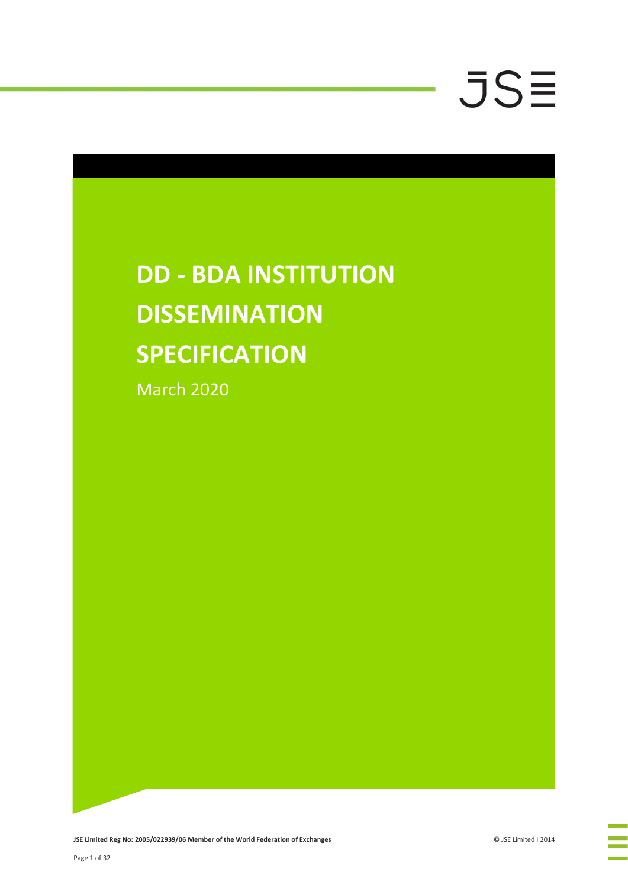# DD - BDA INSTITUTION DISSEMINATION SPECIFICATION

March 2020

**JSE Limited Reg No: 2005/022939/06 Member of the World Federation of Exchanges**

© JSE Limited I 2014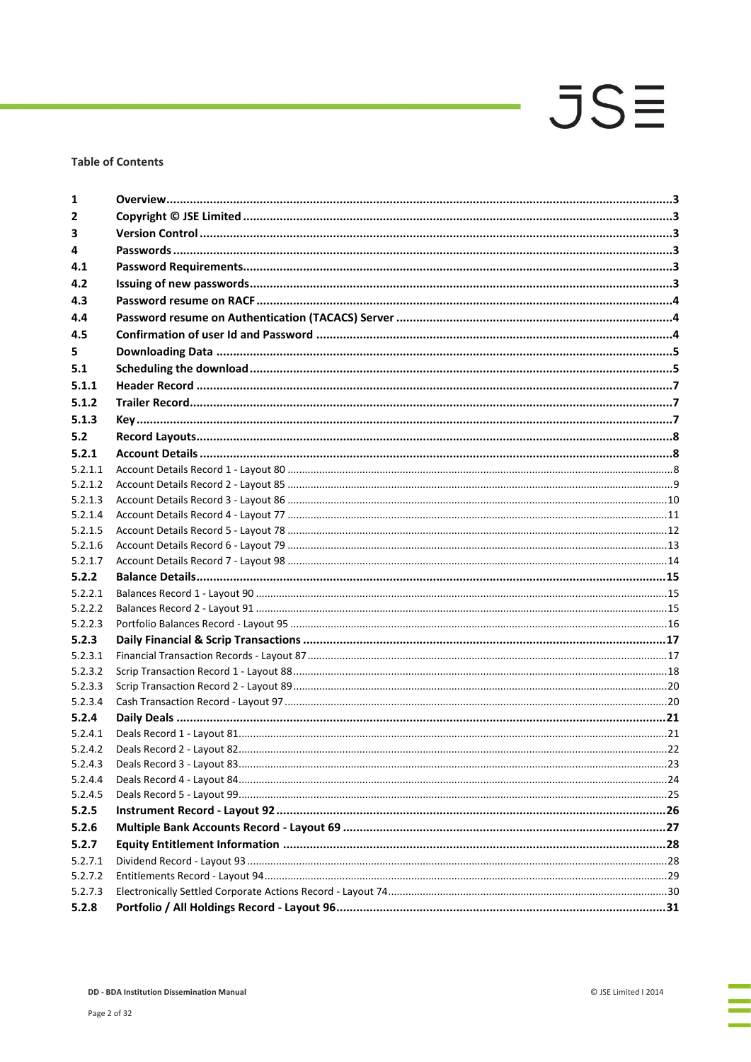**Table of Contents**

| | | |
|---|---|---|
| **1** | **Overview** | **3** |
| **2** | **Copyright © JSE Limited** | **3** |
| **3** | **Version Control** | **3** |
| **4** | **Passwords** | **3** |
| **4.1** | **Password Requirements** | **3** |
| **4.2** | **Issuing of new passwords** | **3** |
| **4.3** | **Password resume on RACF** | **4** |
| **4.4** | **Password resume on Authentication (TACACS) Server** | **4** |
| **4.5** | **Confirmation of user Id and Password** | **4** |
| **5** | **Downloading Data** | **5** |
| **5.1** | **Scheduling the download** | **5** |
| **5.1.1** | **Header Record** | **7** |
| **5.1.2** | **Trailer Record** | **7** |
| **5.1.3** | **Key** | **7** |
| **5.2** | **Record Layouts** | **8** |
| **5.2.1** | **Account Details** | **8** |
| 5.2.1.1 | Account Details Record 1 - Layout 80 | 8 |
| 5.2.1.2 | Account Details Record 2 - Layout 85 | 9 |
| 5.2.1.3 | Account Details Record 3 - Layout 86 | 10 |
| 5.2.1.4 | Account Details Record 4 - Layout 77 | 11 |
| 5.2.1.5 | Account Details Record 5 - Layout 78 | 12 |
| 5.2.1.6 | Account Details Record 6 - Layout 79 | 13 |
| 5.2.1.7 | Account Details Record 7 - Layout 98 | 14 |
| **5.2.2** | **Balance Details** | **15** |
| 5.2.2.1 | Balances Record 1 - Layout 90 | 15 |
| 5.2.2.2 | Balances Record 2 - Layout 91 | 15 |
| 5.2.2.3 | Portfolio Balances Record - Layout 95 | 16 |
| **5.2.3** | **Daily Financial & Scrip Transactions** | **17** |
| 5.2.3.1 | Financial Transaction Records - Layout 87 | 17 |
| 5.2.3.2 | Scrip Transaction Record 1 - Layout 88 | 18 |
| 5.2.3.3 | Scrip Transaction Record 2 - Layout 89 | 20 |
| 5.2.3.4 | Cash Transaction Record - Layout 97 | 20 |
| **5.2.4** | **Daily Deals** | **21** |
| 5.2.4.1 | Deals Record 1 - Layout 81 | 21 |
| 5.2.4.2 | Deals Record 2 - Layout 82 | 22 |
| 5.2.4.3 | Deals Record 3 - Layout 83 | 23 |
| 5.2.4.4 | Deals Record 4 - Layout 84 | 24 |
| 5.2.4.5 | Deals Record 5 - Layout 99 | 25 |
| **5.2.5** | **Instrument Record - Layout 92** | **26** |
| **5.2.6** | **Multiple Bank Accounts Record - Layout 69** | **27** |
| **5.2.7** | **Equity Entitlement Information** | **28** |
| 5.2.7.1 | Dividend Record - Layout 93 | 28 |
| 5.2.7.2 | Entitlements Record - Layout 94 | 29 |
| 5.2.7.3 | Electronically Settled Corporate Actions Record - Layout 74 | 30 |
| **5.2.8** | **Portfolio / All Holdings Record - Layout 96** | **31** |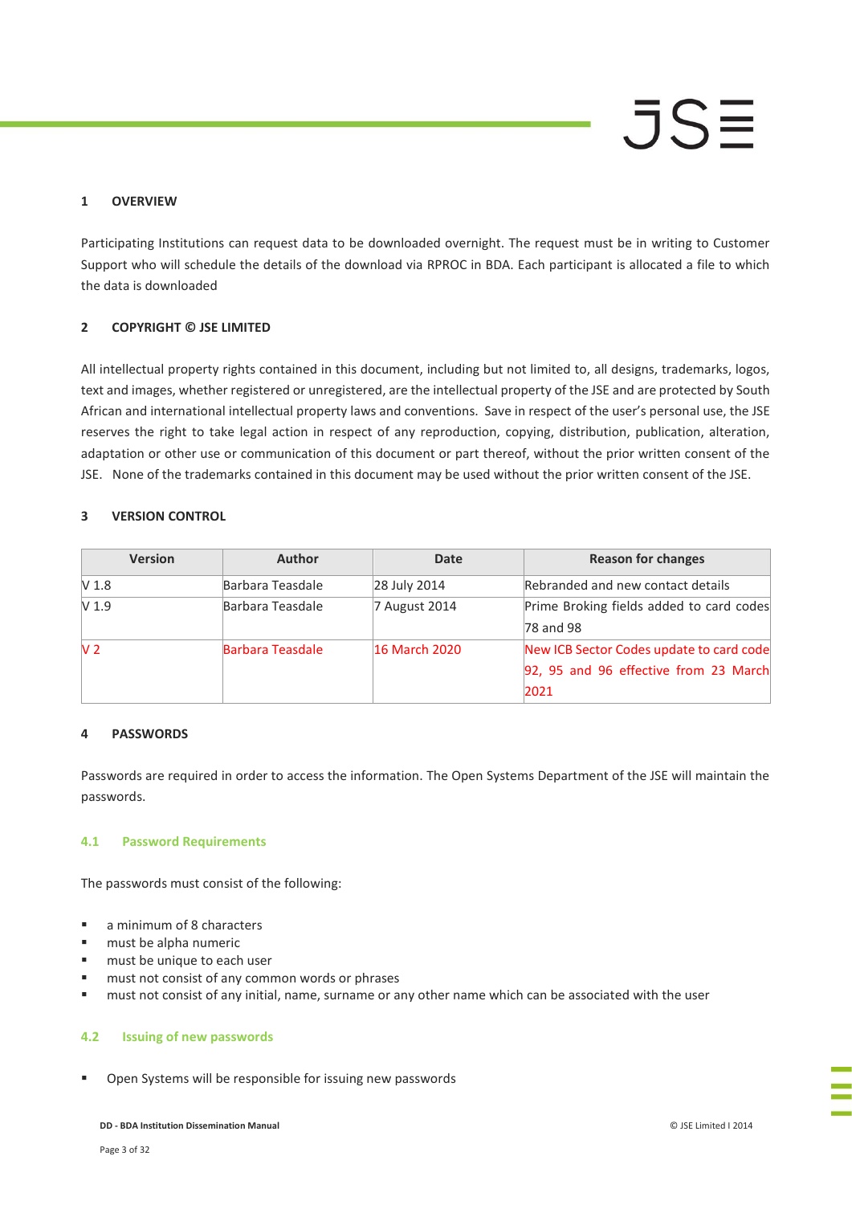## 1 OVERVIEW

Participating Institutions can request data to be downloaded overnight. The request must be in writing to Customer Support who will schedule the details of the download via RPROC in BDA. Each participant is allocated a file to which the data is downloaded

## 2 COPYRIGHT © JSE LIMITED

All intellectual property rights contained in this document, including but not limited to, all designs, trademarks, logos, text and images, whether registered or unregistered, are the intellectual property of the JSE and are protected by South African and international intellectual property laws and conventions. Save in respect of the user's personal use, the JSE reserves the right to take legal action in respect of any reproduction, copying, distribution, publication, alteration, adaptation or other use or communication of this document or part thereof, without the prior written consent of the JSE. None of the trademarks contained in this document may be used without the prior written consent of the JSE.

## 3 VERSION CONTROL

| Version | Author | Date | Reason for changes |
|---|---|---|---|
| V 1.8 | Barbara Teasdale | 28 July 2014 | Rebranded and new contact details |
| V 1.9 | Barbara Teasdale | 7 August 2014 | Prime Broking fields added to card codes 78 and 98 |
| V 2 | Barbara Teasdale | 16 March 2020 | New ICB Sector Codes update to card code 92, 95 and 96 effective from 23 March 2021 |

## 4 PASSWORDS

Passwords are required in order to access the information. The Open Systems Department of the JSE will maintain the passwords.

### 4.1 Password Requirements

The passwords must consist of the following:

- a minimum of 8 characters
- must be alpha numeric
- must be unique to each user
- must not consist of any common words or phrases
- must not consist of any initial, name, surname or any other name which can be associated with the user

### 4.2 Issuing of new passwords

- Open Systems will be responsible for issuing new passwords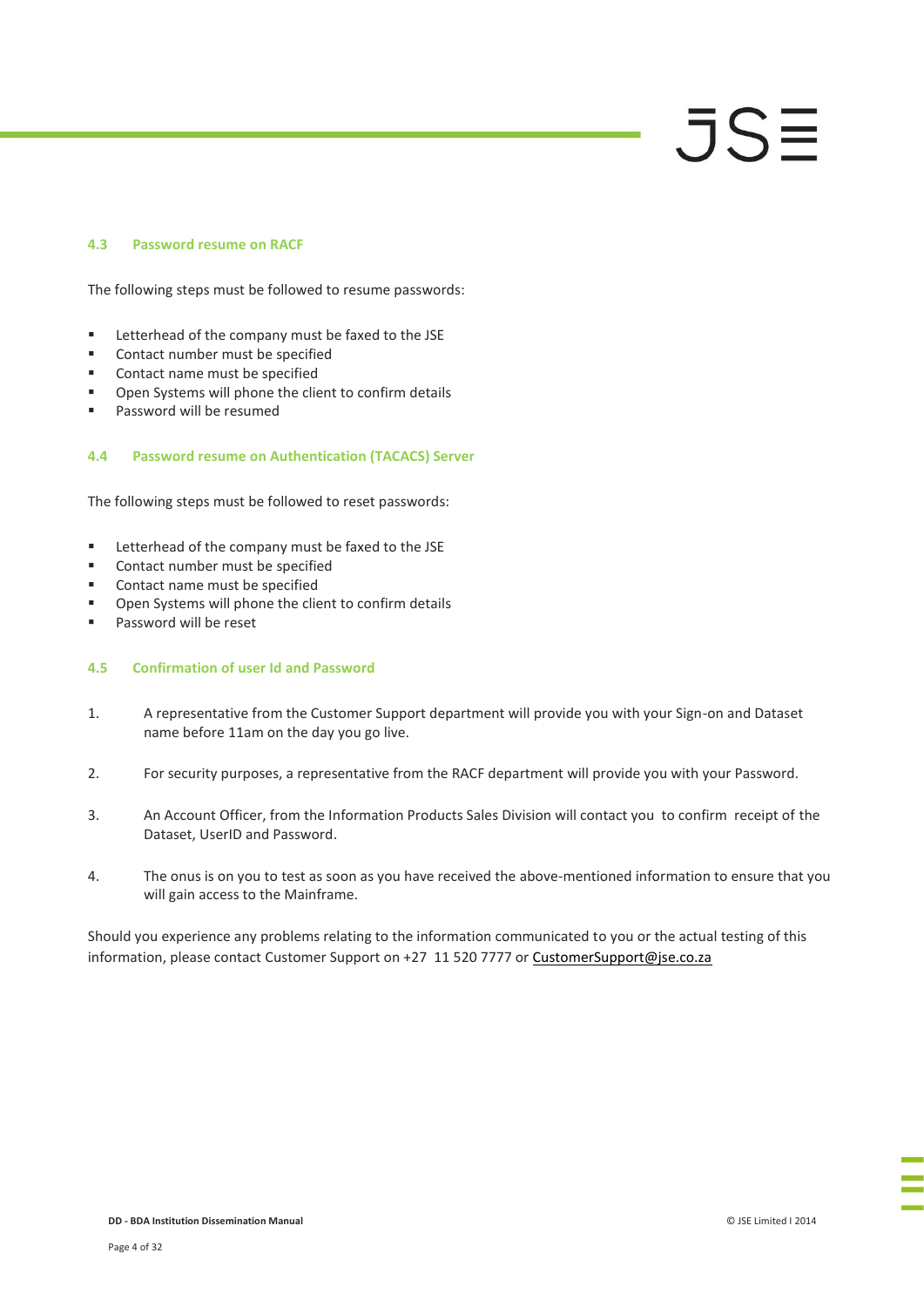### 4.3 Password resume on RACF

The following steps must be followed to resume passwords:

- Letterhead of the company must be faxed to the JSE
- Contact number must be specified
- Contact name must be specified
- Open Systems will phone the client to confirm details
- Password will be resumed

### 4.4 Password resume on Authentication (TACACS) Server

The following steps must be followed to reset passwords:

- Letterhead of the company must be faxed to the JSE
- Contact number must be specified
- Contact name must be specified
- Open Systems will phone the client to confirm details
- Password will be reset

### 4.5 Confirmation of user Id and Password

1. A representative from the Customer Support department will provide you with your Sign-on and Dataset name before 11am on the day you go live.

2. For security purposes, a representative from the RACF department will provide you with your Password.

3. An Account Officer, from the Information Products Sales Division will contact you to confirm receipt of the Dataset, UserID and Password.

4. The onus is on you to test as soon as you have received the above-mentioned information to ensure that you will gain access to the Mainframe.

Should you experience any problems relating to the information communicated to you or the actual testing of this information, please contact Customer Support on +27 11 520 7777 or CustomerSupport@jse.co.za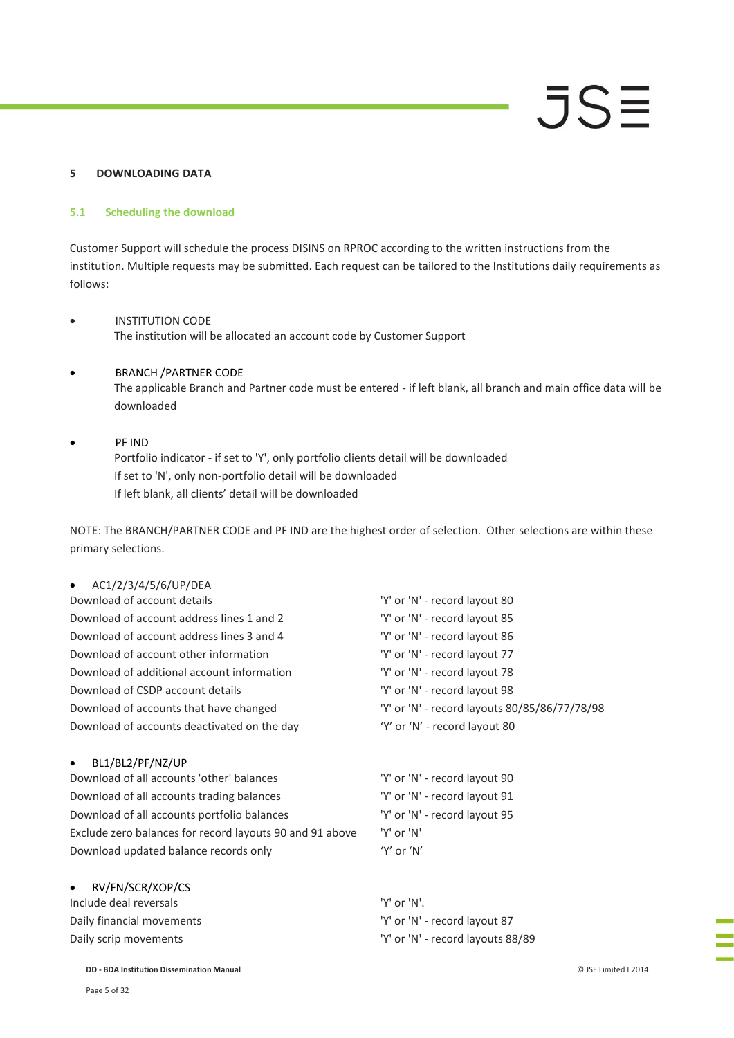## 5 DOWNLOADING DATA

### 5.1 Scheduling the download

Customer Support will schedule the process DISINS on RPROC according to the written instructions from the institution. Multiple requests may be submitted. Each request can be tailored to the Institutions daily requirements as follows:

- INSTITUTION CODE
  The institution will be allocated an account code by Customer Support

- BRANCH /PARTNER CODE
  The applicable Branch and Partner code must be entered - if left blank, all branch and main office data will be downloaded

- PF IND
  Portfolio indicator - if set to 'Y', only portfolio clients detail will be downloaded
  If set to 'N', only non-portfolio detail will be downloaded
  If left blank, all clients' detail will be downloaded

NOTE: The BRANCH/PARTNER CODE and PF IND are the highest order of selection. Other selections are within these primary selections.

- AC1/2/3/4/5/6/UP/DEA

| | |
|---|---|
| Download of account details | 'Y' or 'N' - record layout 80 |
| Download of account address lines 1 and 2 | 'Y' or 'N' - record layout 85 |
| Download of account address lines 3 and 4 | 'Y' or 'N' - record layout 86 |
| Download of account other information | 'Y' or 'N' - record layout 77 |
| Download of additional account information | 'Y' or 'N' - record layout 78 |
| Download of CSDP account details | 'Y' or 'N' - record layout 98 |
| Download of accounts that have changed | 'Y' or 'N' - record layouts 80/85/86/77/78/98 |
| Download of accounts deactivated on the day | 'Y' or 'N' - record layout 80 |

- BL1/BL2/PF/NZ/UP

| | |
|---|---|
| Download of all accounts 'other' balances | 'Y' or 'N' - record layout 90 |
| Download of all accounts trading balances | 'Y' or 'N' - record layout 91 |
| Download of all accounts portfolio balances | 'Y' or 'N' - record layout 95 |
| Exclude zero balances for record layouts 90 and 91 above | 'Y' or 'N' |
| Download updated balance records only | 'Y' or 'N' |

- RV/FN/SCR/XOP/CS

| | |
|---|---|
| Include deal reversals | 'Y' or 'N'. |
| Daily financial movements | 'Y' or 'N' - record layout 87 |
| Daily scrip movements | 'Y' or 'N' - record layouts 88/89 |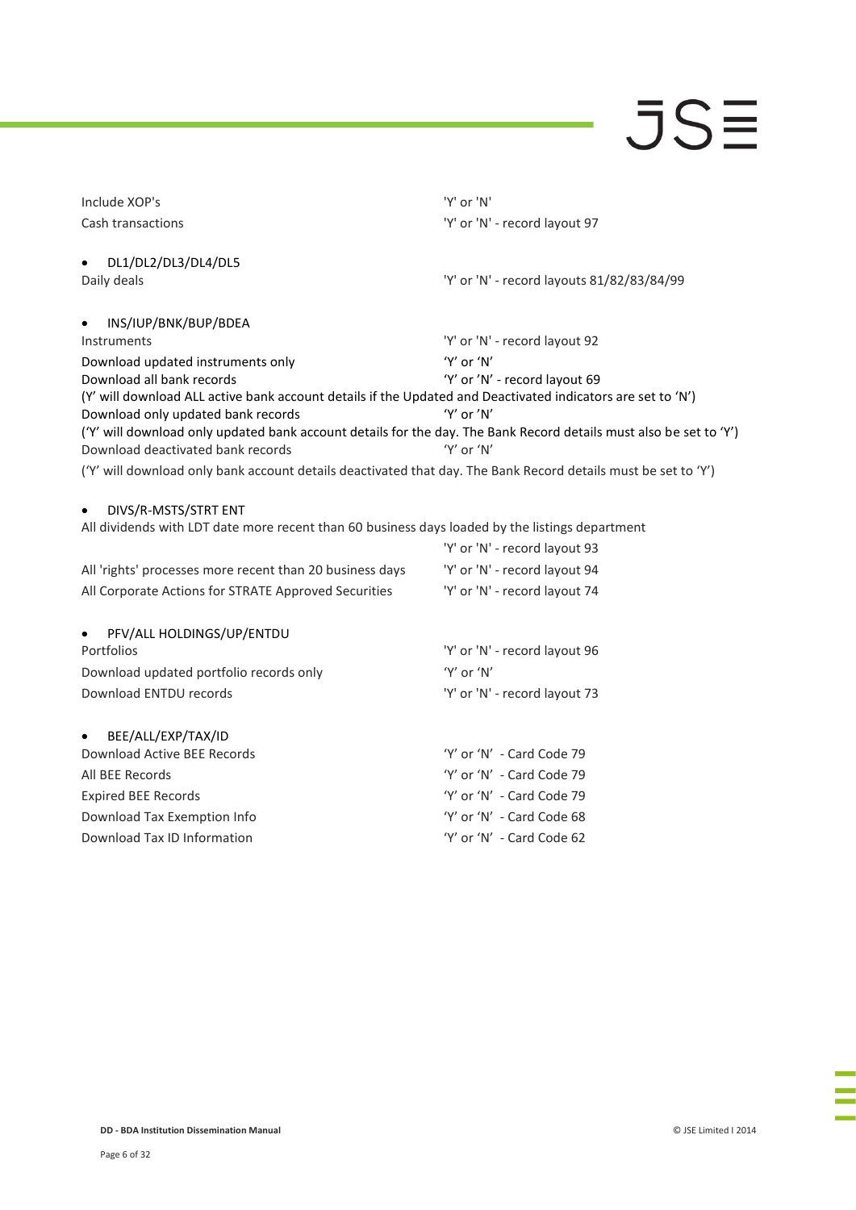| | |
|---|---|
| Include XOP's | 'Y' or 'N' |
| Cash transactions | 'Y' or 'N' - record layout 97 |

- DL1/DL2/DL3/DL4/DL5

| | |
|---|---|
| Daily deals | 'Y' or 'N' - record layouts 81/82/83/84/99 |

- INS/IUP/BNK/BUP/BDEA

| | |
|---|---|
| Instruments | 'Y' or 'N' - record layout 92 |
| Download updated instruments only | 'Y' or 'N' |
| Download all bank records | 'Y' or 'N' - record layout 69 |

(Y' will download ALL active bank account details if the Updated and Deactivated indicators are set to 'N')

| | |
|---|---|
| Download only updated bank records | 'Y' or 'N' |

('Y' will download only updated bank account details for the day. The Bank Record details must also be set to 'Y')

| | |
|---|---|
| Download deactivated bank records | 'Y' or 'N' |

('Y' will download only bank account details deactivated that day. The Bank Record details must be set to 'Y')

- DIVS/R-MSTS/STRT ENT

All dividends with LDT date more recent than 60 business days loaded by the listings department

| | |
|---|---|
| | 'Y' or 'N' - record layout 93 |
| All 'rights' processes more recent than 20 business days | 'Y' or 'N' - record layout 94 |
| All Corporate Actions for STRATE Approved Securities | 'Y' or 'N' - record layout 74 |

- PFV/ALL HOLDINGS/UP/ENTDU

| | |
|---|---|
| Portfolios | 'Y' or 'N' - record layout 96 |
| Download updated portfolio records only | 'Y' or 'N' |
| Download ENTDU records | 'Y' or 'N' - record layout 73 |

- BEE/ALL/EXP/TAX/ID

| | |
|---|---|
| Download Active BEE Records | 'Y' or 'N' - Card Code 79 |
| All BEE Records | 'Y' or 'N' - Card Code 79 |
| Expired BEE Records | 'Y' or 'N' - Card Code 79 |
| Download Tax Exemption Info | 'Y' or 'N' - Card Code 68 |
| Download Tax ID Information | 'Y' or 'N' - Card Code 62 |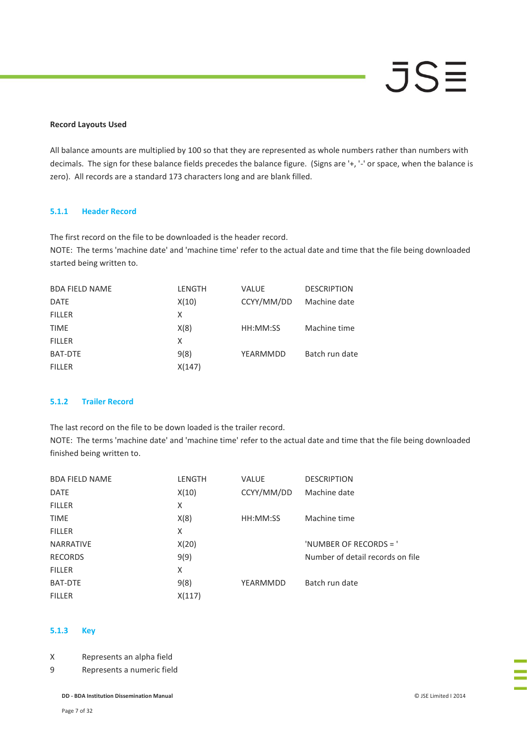**Record Layouts Used**

All balance amounts are multiplied by 100 so that they are represented as whole numbers rather than numbers with decimals. The sign for these balance fields precedes the balance figure. (Signs are '+, '-' or space, when the balance is zero). All records are a standard 173 characters long and are blank filled.

### 5.1.1 Header Record

The first record on the file to be downloaded is the header record.
NOTE: The terms 'machine date' and 'machine time' refer to the actual date and time that the file being downloaded started being written to.

| BDA FIELD NAME | LENGTH | VALUE | DESCRIPTION |
|---|---|---|---|
| DATE | X(10) | CCYY/MM/DD | Machine date |
| FILLER | X | | |
| TIME | X(8) | HH:MM:SS | Machine time |
| FILLER | X | | |
| BAT-DTE | 9(8) | YEARMMDD | Batch run date |
| FILLER | X(147) | | |

### 5.1.2 Trailer Record

The last record on the file to be down loaded is the trailer record.
NOTE: The terms 'machine date' and 'machine time' refer to the actual date and time that the file being downloaded finished being written to.

| BDA FIELD NAME | LENGTH | VALUE | DESCRIPTION |
|---|---|---|---|
| DATE | X(10) | CCYY/MM/DD | Machine date |
| FILLER | X | | |
| TIME | X(8) | HH:MM:SS | Machine time |
| FILLER | X | | |
| NARRATIVE | X(20) | | 'NUMBER OF RECORDS = ' |
| RECORDS | 9(9) | | Number of detail records on file |
| FILLER | X | | |
| BAT-DTE | 9(8) | YEARMMDD | Batch run date |
| FILLER | X(117) | | |

### 5.1.3 Key

| | |
|---|---|
| X | Represents an alpha field |
| 9 | Represents a numeric field |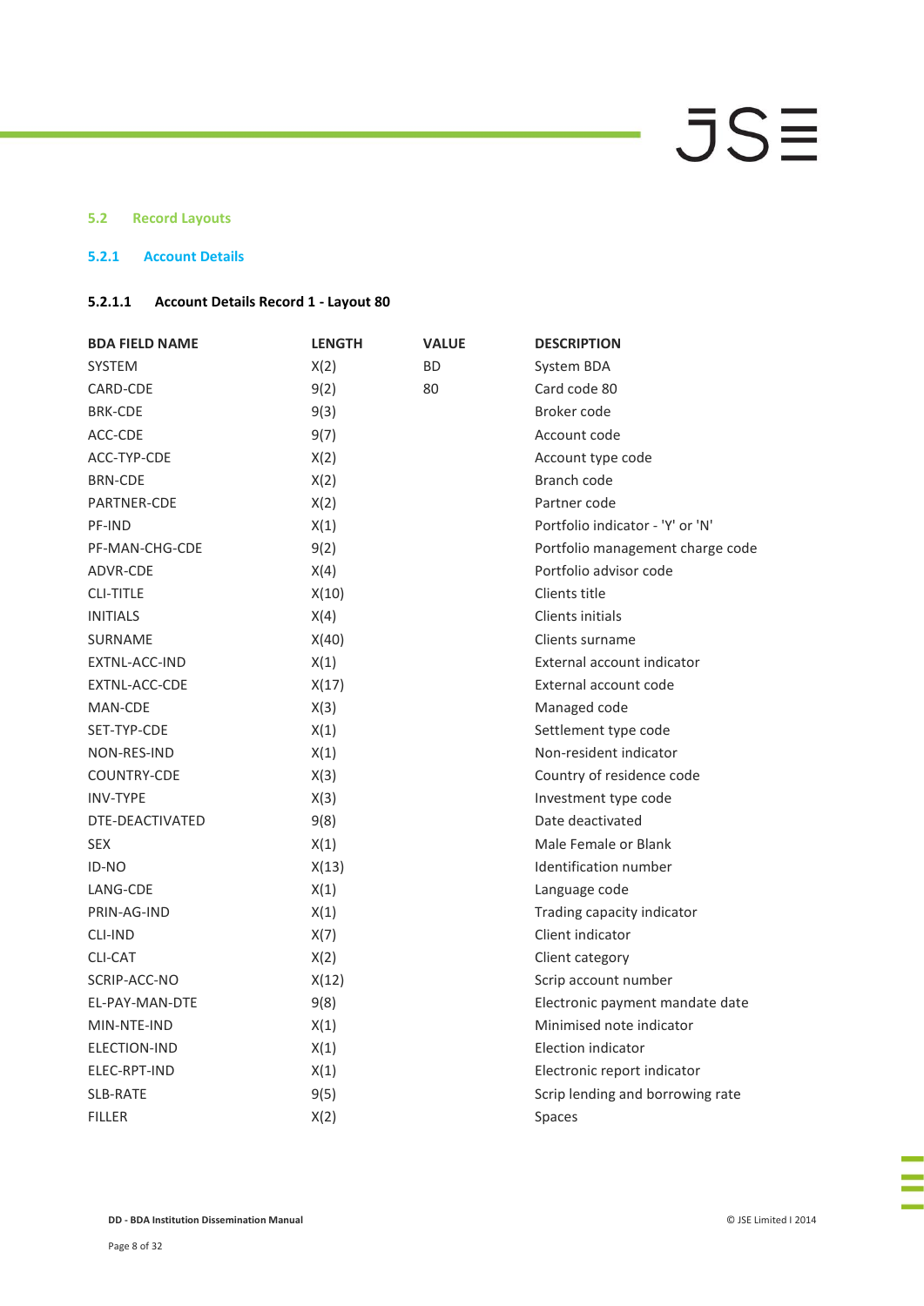## 5.2 Record Layouts

### 5.2.1 Account Details

#### 5.2.1.1 Account Details Record 1 - Layout 80

| BDA FIELD NAME | LENGTH | VALUE | DESCRIPTION |
|---|---|---|---|
| SYSTEM | X(2) | BD | System BDA |
| CARD-CDE | 9(2) | 80 | Card code 80 |
| BRK-CDE | 9(3) | | Broker code |
| ACC-CDE | 9(7) | | Account code |
| ACC-TYP-CDE | X(2) | | Account type code |
| BRN-CDE | X(2) | | Branch code |
| PARTNER-CDE | X(2) | | Partner code |
| PF-IND | X(1) | | Portfolio indicator - 'Y' or 'N' |
| PF-MAN-CHG-CDE | 9(2) | | Portfolio management charge code |
| ADVR-CDE | X(4) | | Portfolio advisor code |
| CLI-TITLE | X(10) | | Clients title |
| INITIALS | X(4) | | Clients initials |
| SURNAME | X(40) | | Clients surname |
| EXTNL-ACC-IND | X(1) | | External account indicator |
| EXTNL-ACC-CDE | X(17) | | External account code |
| MAN-CDE | X(3) | | Managed code |
| SET-TYP-CDE | X(1) | | Settlement type code |
| NON-RES-IND | X(1) | | Non-resident indicator |
| COUNTRY-CDE | X(3) | | Country of residence code |
| INV-TYPE | X(3) | | Investment type code |
| DTE-DEACTIVATED | 9(8) | | Date deactivated |
| SEX | X(1) | | Male Female or Blank |
| ID-NO | X(13) | | Identification number |
| LANG-CDE | X(1) | | Language code |
| PRIN-AG-IND | X(1) | | Trading capacity indicator |
| CLI-IND | X(7) | | Client indicator |
| CLI-CAT | X(2) | | Client category |
| SCRIP-ACC-NO | X(12) | | Scrip account number |
| EL-PAY-MAN-DTE | 9(8) | | Electronic payment mandate date |
| MIN-NTE-IND | X(1) | | Minimised note indicator |
| ELECTION-IND | X(1) | | Election indicator |
| ELEC-RPT-IND | X(1) | | Electronic report indicator |
| SLB-RATE | 9(5) | | Scrip lending and borrowing rate |
| FILLER | X(2) | | Spaces |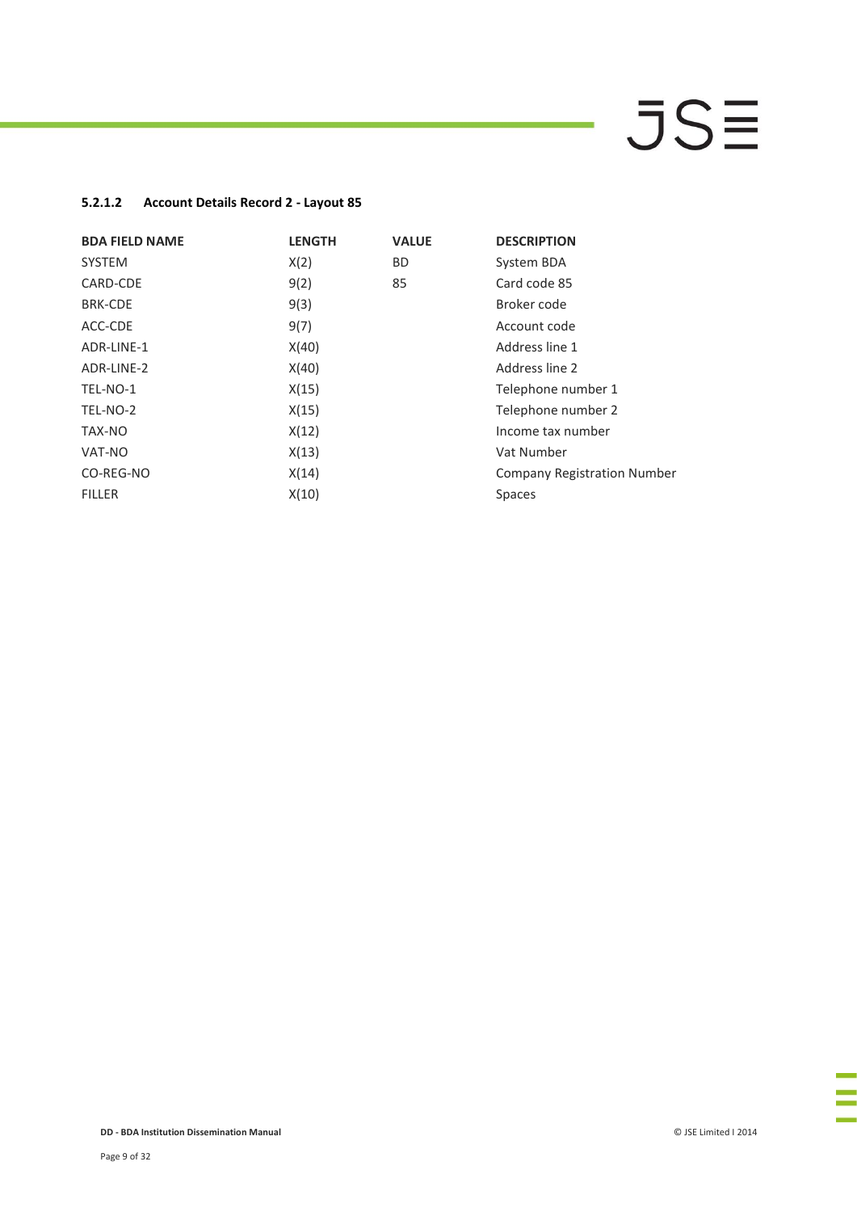#### 5.2.1.2 Account Details Record 2 - Layout 85

| BDA FIELD NAME | LENGTH | VALUE | DESCRIPTION |
| --- | --- | --- | --- |
| SYSTEM | X(2) | BD | System BDA |
| CARD-CDE | 9(2) | 85 | Card code 85 |
| BRK-CDE | 9(3) | | Broker code |
| ACC-CDE | 9(7) | | Account code |
| ADR-LINE-1 | X(40) | | Address line 1 |
| ADR-LINE-2 | X(40) | | Address line 2 |
| TEL-NO-1 | X(15) | | Telephone number 1 |
| TEL-NO-2 | X(15) | | Telephone number 2 |
| TAX-NO | X(12) | | Income tax number |
| VAT-NO | X(13) | | Vat Number |
| CO-REG-NO | X(14) | | Company Registration Number |
| FILLER | X(10) | | Spaces |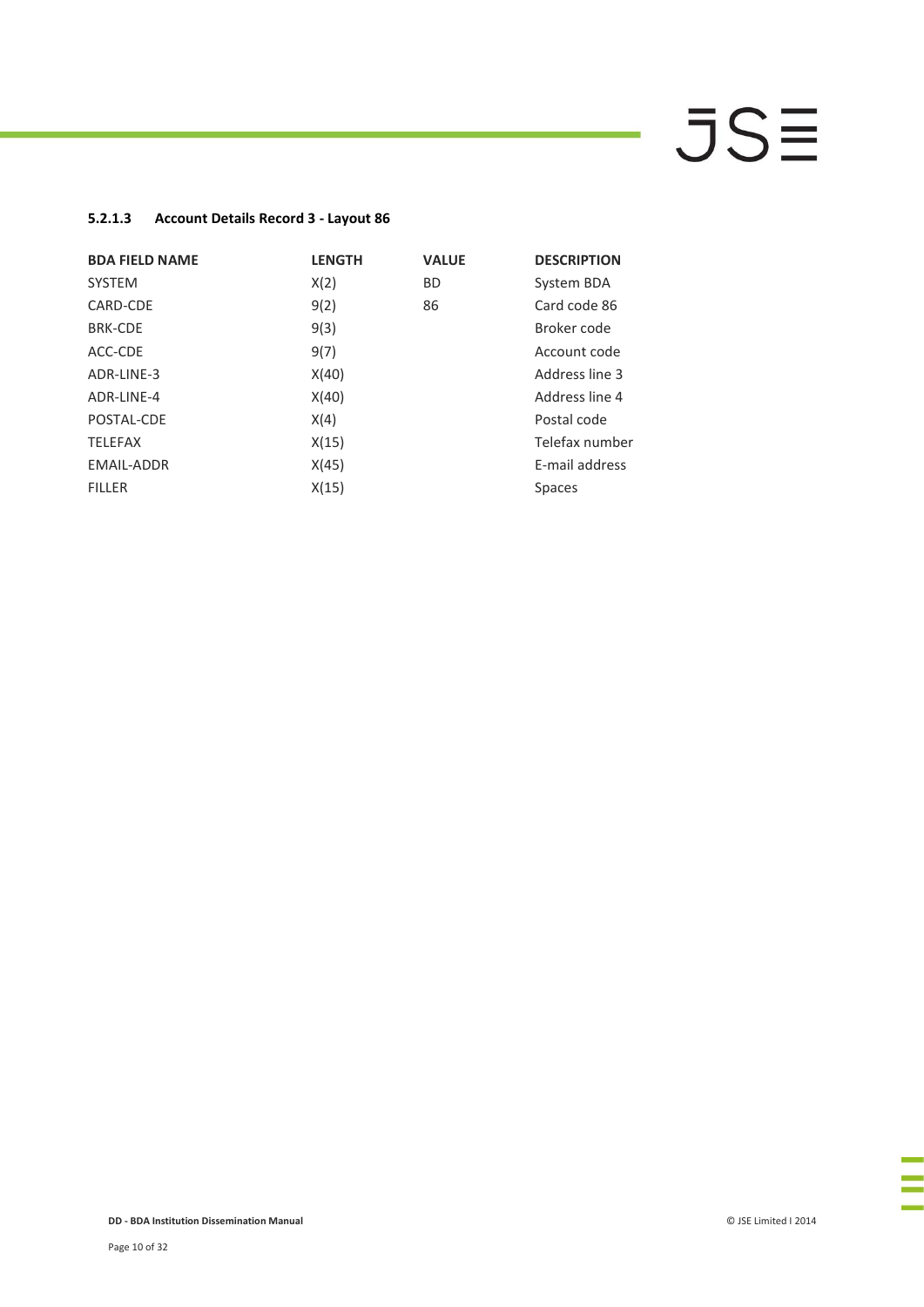#### 5.2.1.3 Account Details Record 3 - Layout 86

| BDA FIELD NAME | LENGTH | VALUE | DESCRIPTION |
|---|---|---|---|
| SYSTEM | X(2) | BD | System BDA |
| CARD-CDE | 9(2) | 86 | Card code 86 |
| BRK-CDE | 9(3) | | Broker code |
| ACC-CDE | 9(7) | | Account code |
| ADR-LINE-3 | X(40) | | Address line 3 |
| ADR-LINE-4 | X(40) | | Address line 4 |
| POSTAL-CDE | X(4) | | Postal code |
| TELEFAX | X(15) | | Telefax number |
| EMAIL-ADDR | X(45) | | E-mail address |
| FILLER | X(15) | | Spaces |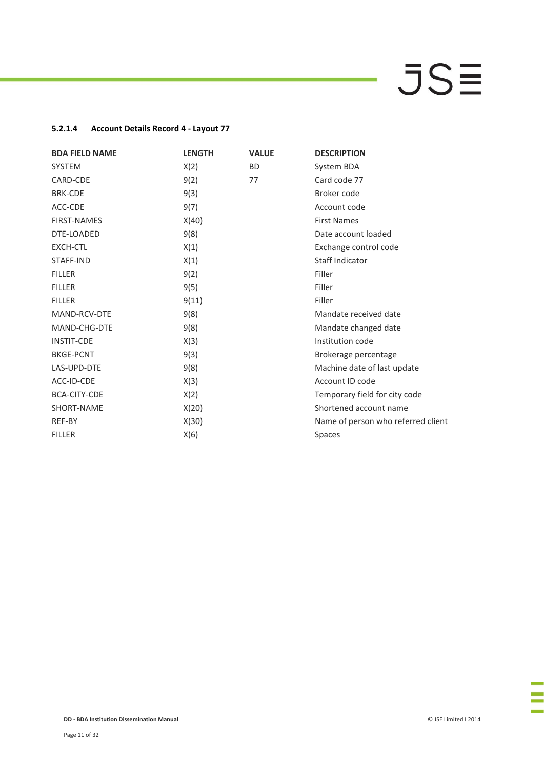#### 5.2.1.4 Account Details Record 4 - Layout 77

| BDA FIELD NAME | LENGTH | VALUE | DESCRIPTION |
|---|---|---|---|
| SYSTEM | X(2) | BD | System BDA |
| CARD-CDE | 9(2) | 77 | Card code 77 |
| BRK-CDE | 9(3) | | Broker code |
| ACC-CDE | 9(7) | | Account code |
| FIRST-NAMES | X(40) | | First Names |
| DTE-LOADED | 9(8) | | Date account loaded |
| EXCH-CTL | X(1) | | Exchange control code |
| STAFF-IND | X(1) | | Staff Indicator |
| FILLER | 9(2) | | Filler |
| FILLER | 9(5) | | Filler |
| FILLER | 9(11) | | Filler |
| MAND-RCV-DTE | 9(8) | | Mandate received date |
| MAND-CHG-DTE | 9(8) | | Mandate changed date |
| INSTIT-CDE | X(3) | | Institution code |
| BKGE-PCNT | 9(3) | | Brokerage percentage |
| LAS-UPD-DTE | 9(8) | | Machine date of last update |
| ACC-ID-CDE | X(3) | | Account ID code |
| BCA-CITY-CDE | X(2) | | Temporary field for city code |
| SHORT-NAME | X(20) | | Shortened account name |
| REF-BY | X(30) | | Name of person who referred client |
| FILLER | X(6) | | Spaces |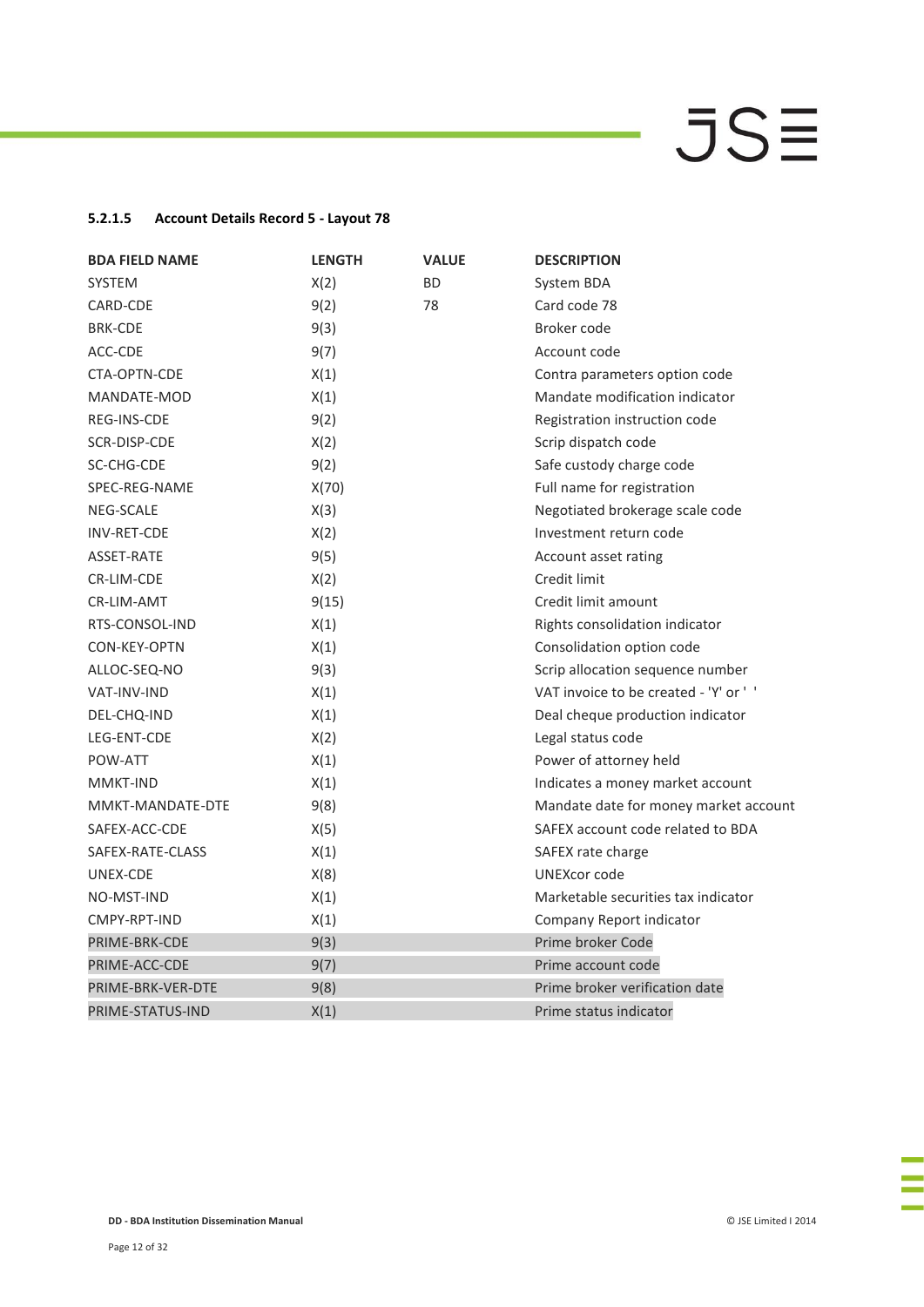#### 5.2.1.5 Account Details Record 5 - Layout 78

| BDA FIELD NAME | LENGTH | VALUE | DESCRIPTION |
|---|---|---|---|
| SYSTEM | X(2) | BD | System BDA |
| CARD-CDE | 9(2) | 78 | Card code 78 |
| BRK-CDE | 9(3) | | Broker code |
| ACC-CDE | 9(7) | | Account code |
| CTA-OPTN-CDE | X(1) | | Contra parameters option code |
| MANDATE-MOD | X(1) | | Mandate modification indicator |
| REG-INS-CDE | 9(2) | | Registration instruction code |
| SCR-DISP-CDE | X(2) | | Scrip dispatch code |
| SC-CHG-CDE | 9(2) | | Safe custody charge code |
| SPEC-REG-NAME | X(70) | | Full name for registration |
| NEG-SCALE | X(3) | | Negotiated brokerage scale code |
| INV-RET-CDE | X(2) | | Investment return code |
| ASSET-RATE | 9(5) | | Account asset rating |
| CR-LIM-CDE | X(2) | | Credit limit |
| CR-LIM-AMT | 9(15) | | Credit limit amount |
| RTS-CONSOL-IND | X(1) | | Rights consolidation indicator |
| CON-KEY-OPTN | X(1) | | Consolidation option code |
| ALLOC-SEQ-NO | 9(3) | | Scrip allocation sequence number |
| VAT-INV-IND | X(1) | | VAT invoice to be created - 'Y' or ' ' |
| DEL-CHQ-IND | X(1) | | Deal cheque production indicator |
| LEG-ENT-CDE | X(2) | | Legal status code |
| POW-ATT | X(1) | | Power of attorney held |
| MMKT-IND | X(1) | | Indicates a money market account |
| MMKT-MANDATE-DTE | 9(8) | | Mandate date for money market account |
| SAFEX-ACC-CDE | X(5) | | SAFEX account code related to BDA |
| SAFEX-RATE-CLASS | X(1) | | SAFEX rate charge |
| UNEX-CDE | X(8) | | UNEXcor code |
| NO-MST-IND | X(1) | | Marketable securities tax indicator |
| CMPY-RPT-IND | X(1) | | Company Report indicator |
| PRIME-BRK-CDE | 9(3) | | Prime broker Code |
| PRIME-ACC-CDE | 9(7) | | Prime account code |
| PRIME-BRK-VER-DTE | 9(8) | | Prime broker verification date |
| PRIME-STATUS-IND | X(1) | | Prime status indicator |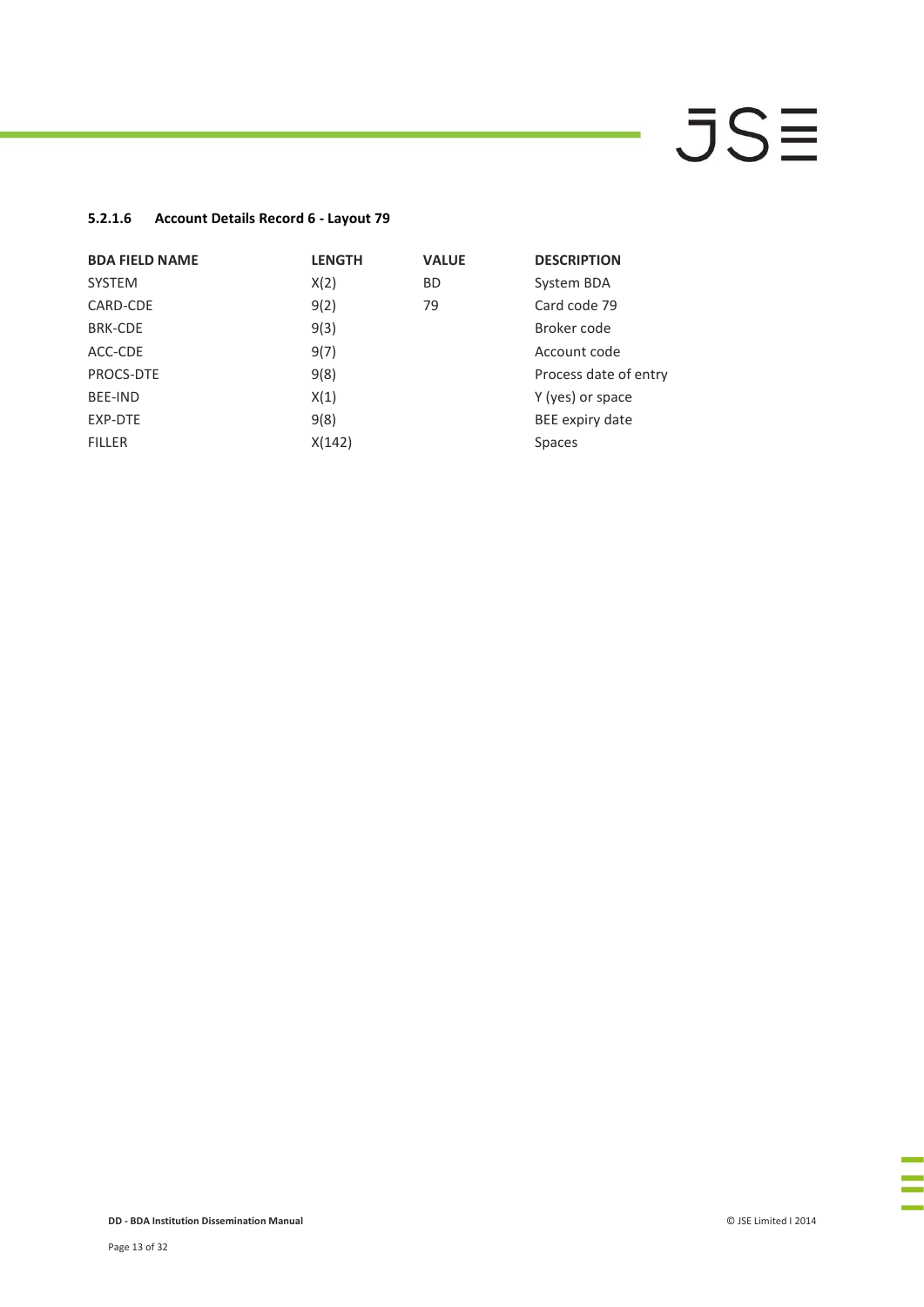#### 5.2.1.6 Account Details Record 6 - Layout 79

| BDA FIELD NAME | LENGTH | VALUE | DESCRIPTION |
| --- | --- | --- | --- |
| SYSTEM | X(2) | BD | System BDA |
| CARD-CDE | 9(2) | 79 | Card code 79 |
| BRK-CDE | 9(3) | | Broker code |
| ACC-CDE | 9(7) | | Account code |
| PROCS-DTE | 9(8) | | Process date of entry |
| BEE-IND | X(1) | | Y (yes) or space |
| EXP-DTE | 9(8) | | BEE expiry date |
| FILLER | X(142) | | Spaces |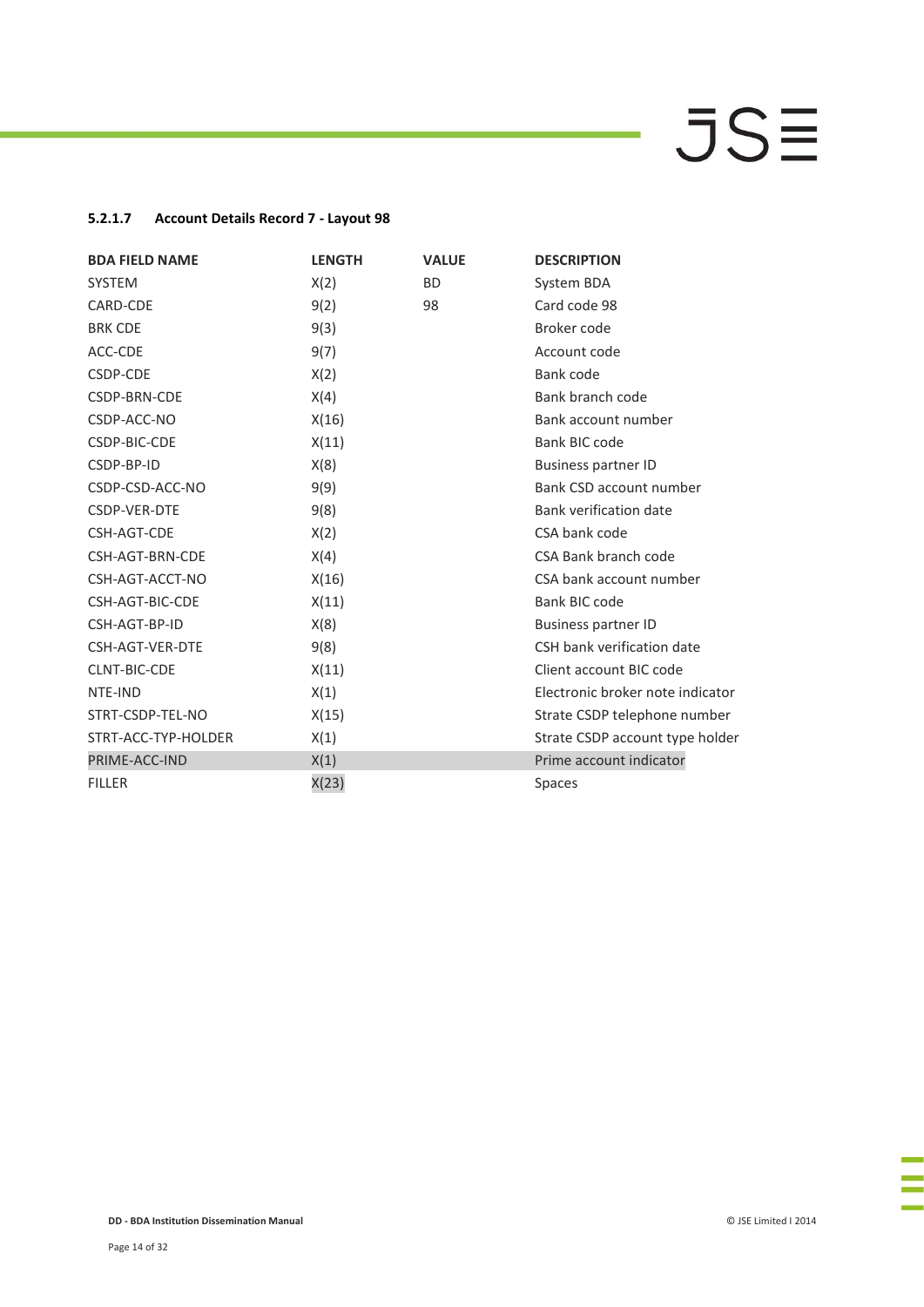#### 5.2.1.7 Account Details Record 7 - Layout 98

| BDA FIELD NAME | LENGTH | VALUE | DESCRIPTION |
|---|---|---|---|
| SYSTEM | X(2) | BD | System BDA |
| CARD-CDE | 9(2) | 98 | Card code 98 |
| BRK CDE | 9(3) | | Broker code |
| ACC-CDE | 9(7) | | Account code |
| CSDP-CDE | X(2) | | Bank code |
| CSDP-BRN-CDE | X(4) | | Bank branch code |
| CSDP-ACC-NO | X(16) | | Bank account number |
| CSDP-BIC-CDE | X(11) | | Bank BIC code |
| CSDP-BP-ID | X(8) | | Business partner ID |
| CSDP-CSD-ACC-NO | 9(9) | | Bank CSD account number |
| CSDP-VER-DTE | 9(8) | | Bank verification date |
| CSH-AGT-CDE | X(2) | | CSA bank code |
| CSH-AGT-BRN-CDE | X(4) | | CSA Bank branch code |
| CSH-AGT-ACCT-NO | X(16) | | CSA bank account number |
| CSH-AGT-BIC-CDE | X(11) | | Bank BIC code |
| CSH-AGT-BP-ID | X(8) | | Business partner ID |
| CSH-AGT-VER-DTE | 9(8) | | CSH bank verification date |
| CLNT-BIC-CDE | X(11) | | Client account BIC code |
| NTE-IND | X(1) | | Electronic broker note indicator |
| STRT-CSDP-TEL-NO | X(15) | | Strate CSDP telephone number |
| STRT-ACC-TYP-HOLDER | X(1) | | Strate CSDP account type holder |
| PRIME-ACC-IND | X(1) | | Prime account indicator |
| FILLER | X(23) | | Spaces |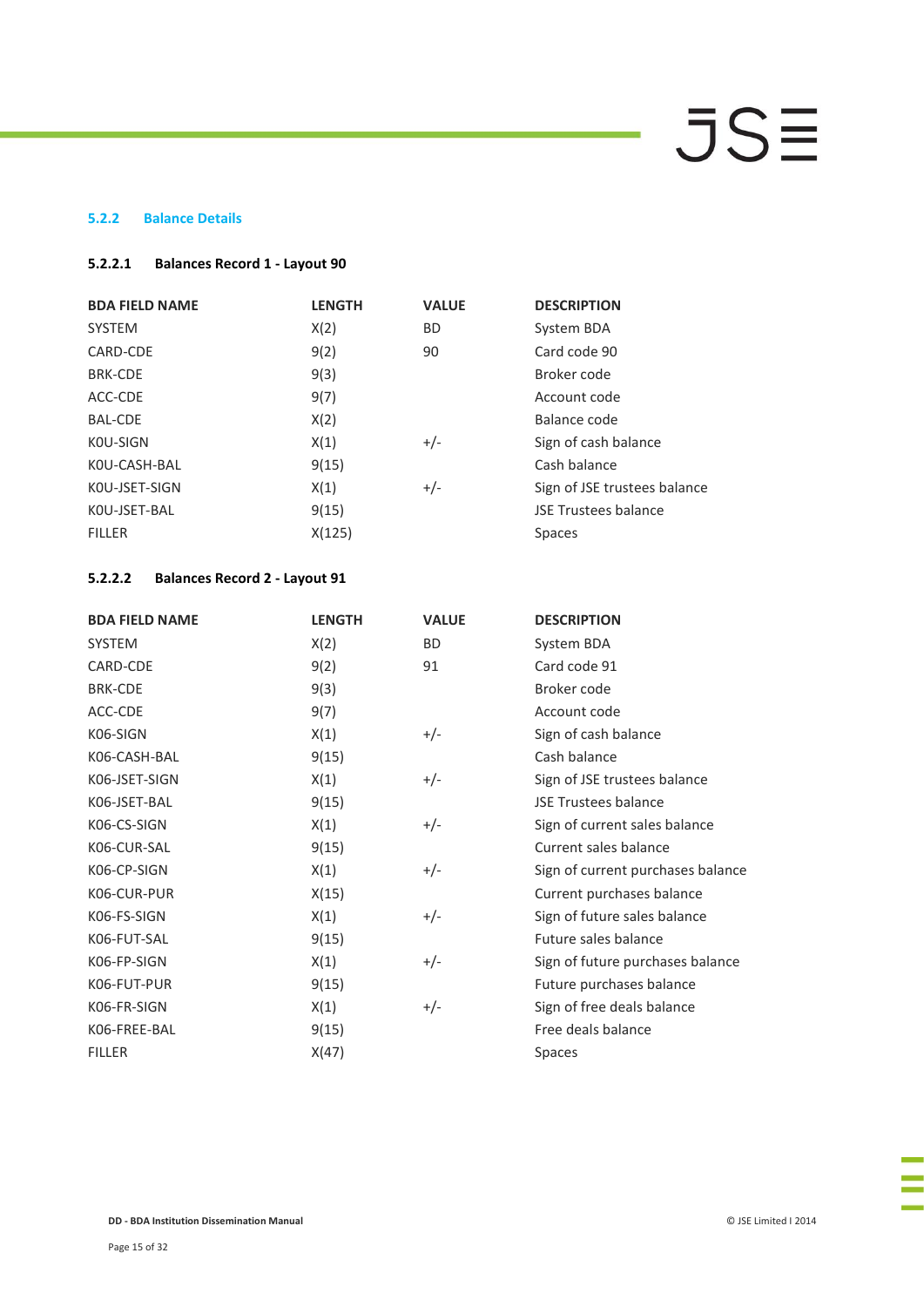### 5.2.2 Balance Details

#### 5.2.2.1 Balances Record 1 - Layout 90

| BDA FIELD NAME | LENGTH | VALUE | DESCRIPTION |
|---|---|---|---|
| SYSTEM | X(2) | BD | System BDA |
| CARD-CDE | 9(2) | 90 | Card code 90 |
| BRK-CDE | 9(3) | | Broker code |
| ACC-CDE | 9(7) | | Account code |
| BAL-CDE | X(2) | | Balance code |
| K0U-SIGN | X(1) | +/- | Sign of cash balance |
| K0U-CASH-BAL | 9(15) | | Cash balance |
| K0U-JSET-SIGN | X(1) | +/- | Sign of JSE trustees balance |
| K0U-JSET-BAL | 9(15) | | JSE Trustees balance |
| FILLER | X(125) | | Spaces |

#### 5.2.2.2 Balances Record 2 - Layout 91

| BDA FIELD NAME | LENGTH | VALUE | DESCRIPTION |
|---|---|---|---|
| SYSTEM | X(2) | BD | System BDA |
| CARD-CDE | 9(2) | 91 | Card code 91 |
| BRK-CDE | 9(3) | | Broker code |
| ACC-CDE | 9(7) | | Account code |
| K06-SIGN | X(1) | +/- | Sign of cash balance |
| K06-CASH-BAL | 9(15) | | Cash balance |
| K06-JSET-SIGN | X(1) | +/- | Sign of JSE trustees balance |
| K06-JSET-BAL | 9(15) | | JSE Trustees balance |
| K06-CS-SIGN | X(1) | +/- | Sign of current sales balance |
| K06-CUR-SAL | 9(15) | | Current sales balance |
| K06-CP-SIGN | X(1) | +/- | Sign of current purchases balance |
| K06-CUR-PUR | X(15) | | Current purchases balance |
| K06-FS-SIGN | X(1) | +/- | Sign of future sales balance |
| K06-FUT-SAL | 9(15) | | Future sales balance |
| K06-FP-SIGN | X(1) | +/- | Sign of future purchases balance |
| K06-FUT-PUR | 9(15) | | Future purchases balance |
| K06-FR-SIGN | X(1) | +/- | Sign of free deals balance |
| K06-FREE-BAL | 9(15) | | Free deals balance |
| FILLER | X(47) | | Spaces |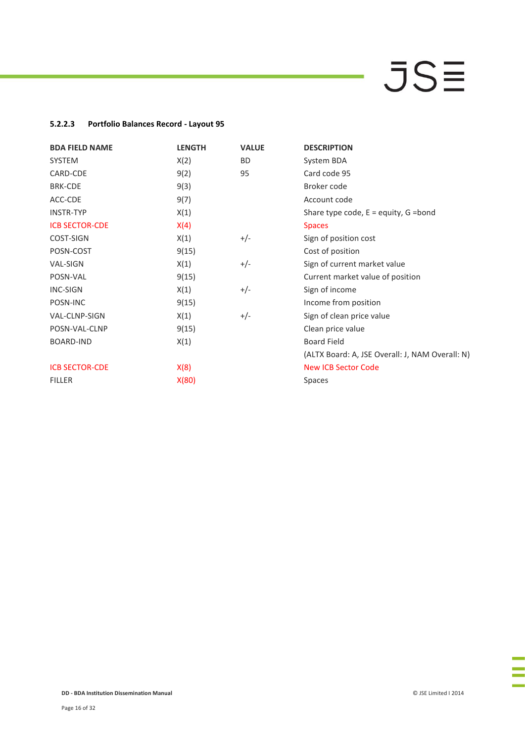#### 5.2.2.3 Portfolio Balances Record - Layout 95

| BDA FIELD NAME | LENGTH | VALUE | DESCRIPTION |
|---|---|---|---|
| SYSTEM | X(2) | BD | System BDA |
| CARD-CDE | 9(2) | 95 | Card code 95 |
| BRK-CDE | 9(3) | | Broker code |
| ACC-CDE | 9(7) | | Account code |
| INSTR-TYP | X(1) | | Share type code, E = equity, G =bond |
| ICB SECTOR-CDE | X(4) | | Spaces |
| COST-SIGN | X(1) | +/- | Sign of position cost |
| POSN-COST | 9(15) | | Cost of position |
| VAL-SIGN | X(1) | +/- | Sign of current market value |
| POSN-VAL | 9(15) | | Current market value of position |
| INC-SIGN | X(1) | +/- | Sign of income |
| POSN-INC | 9(15) | | Income from position |
| VAL-CLNP-SIGN | X(1) | +/- | Sign of clean price value |
| POSN-VAL-CLNP | 9(15) | | Clean price value |
| BOARD-IND | X(1) | | Board Field (ALTX Board: A, JSE Overall: J, NAM Overall: N) |
| ICB SECTOR-CDE | X(8) | | New ICB Sector Code |
| FILLER | X(80) | | Spaces |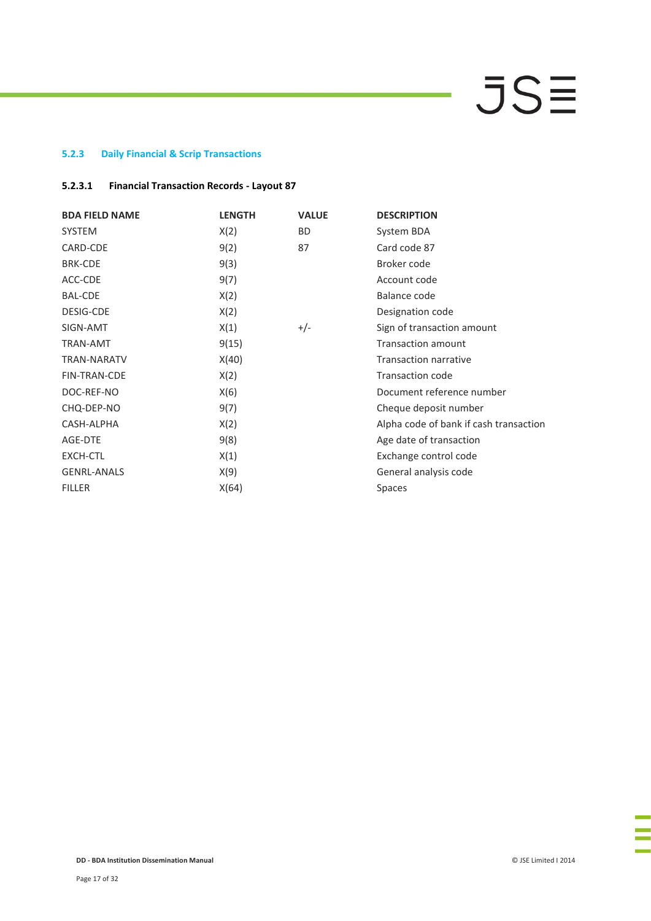### 5.2.3 Daily Financial & Scrip Transactions

#### 5.2.3.1 Financial Transaction Records - Layout 87

| BDA FIELD NAME | LENGTH | VALUE | DESCRIPTION |
|---|---|---|---|
| SYSTEM | X(2) | BD | System BDA |
| CARD-CDE | 9(2) | 87 | Card code 87 |
| BRK-CDE | 9(3) | | Broker code |
| ACC-CDE | 9(7) | | Account code |
| BAL-CDE | X(2) | | Balance code |
| DESIG-CDE | X(2) | | Designation code |
| SIGN-AMT | X(1) | +/- | Sign of transaction amount |
| TRAN-AMT | 9(15) | | Transaction amount |
| TRAN-NARATV | X(40) | | Transaction narrative |
| FIN-TRAN-CDE | X(2) | | Transaction code |
| DOC-REF-NO | X(6) | | Document reference number |
| CHQ-DEP-NO | 9(7) | | Cheque deposit number |
| CASH-ALPHA | X(2) | | Alpha code of bank if cash transaction |
| AGE-DTE | 9(8) | | Age date of transaction |
| EXCH-CTL | X(1) | | Exchange control code |
| GENRL-ANALS | X(9) | | General analysis code |
| FILLER | X(64) | | Spaces |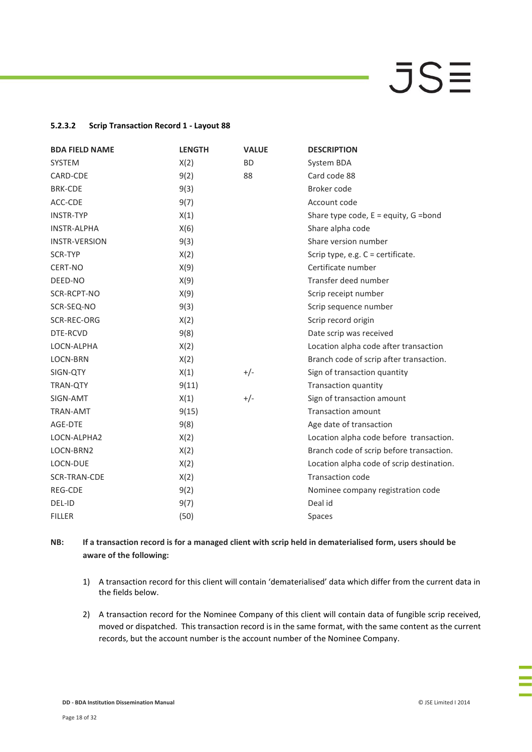#### 5.2.3.2 Scrip Transaction Record 1 - Layout 88

| BDA FIELD NAME | LENGTH | VALUE | DESCRIPTION |
|---|---|---|---|
| SYSTEM | X(2) | BD | System BDA |
| CARD-CDE | 9(2) | 88 | Card code 88 |
| BRK-CDE | 9(3) | | Broker code |
| ACC-CDE | 9(7) | | Account code |
| INSTR-TYP | X(1) | | Share type code, E = equity, G =bond |
| INSTR-ALPHA | X(6) | | Share alpha code |
| INSTR-VERSION | 9(3) | | Share version number |
| SCR-TYP | X(2) | | Scrip type, e.g. C = certificate. |
| CERT-NO | X(9) | | Certificate number |
| DEED-NO | X(9) | | Transfer deed number |
| SCR-RCPT-NO | X(9) | | Scrip receipt number |
| SCR-SEQ-NO | 9(3) | | Scrip sequence number |
| SCR-REC-ORG | X(2) | | Scrip record origin |
| DTE-RCVD | 9(8) | | Date scrip was received |
| LOCN-ALPHA | X(2) | | Location alpha code after transaction |
| LOCN-BRN | X(2) | | Branch code of scrip after transaction. |
| SIGN-QTY | X(1) | +/- | Sign of transaction quantity |
| TRAN-QTY | 9(11) | | Transaction quantity |
| SIGN-AMT | X(1) | +/- | Sign of transaction amount |
| TRAN-AMT | 9(15) | | Transaction amount |
| AGE-DTE | 9(8) | | Age date of transaction |
| LOCN-ALPHA2 | X(2) | | Location alpha code before transaction. |
| LOCN-BRN2 | X(2) | | Branch code of scrip before transaction. |
| LOCN-DUE | X(2) | | Location alpha code of scrip destination. |
| SCR-TRAN-CDE | X(2) | | Transaction code |
| REG-CDE | 9(2) | | Nominee company registration code |
| DEL-ID | 9(7) | | Deal id |
| FILLER | (50) | | Spaces |

**NB: If a transaction record is for a managed client with scrip held in dematerialised form, users should be aware of the following:**

1) A transaction record for this client will contain 'dematerialised' data which differ from the current data in the fields below.

2) A transaction record for the Nominee Company of this client will contain data of fungible scrip received, moved or dispatched. This transaction record is in the same format, with the same content as the current records, but the account number is the account number of the Nominee Company.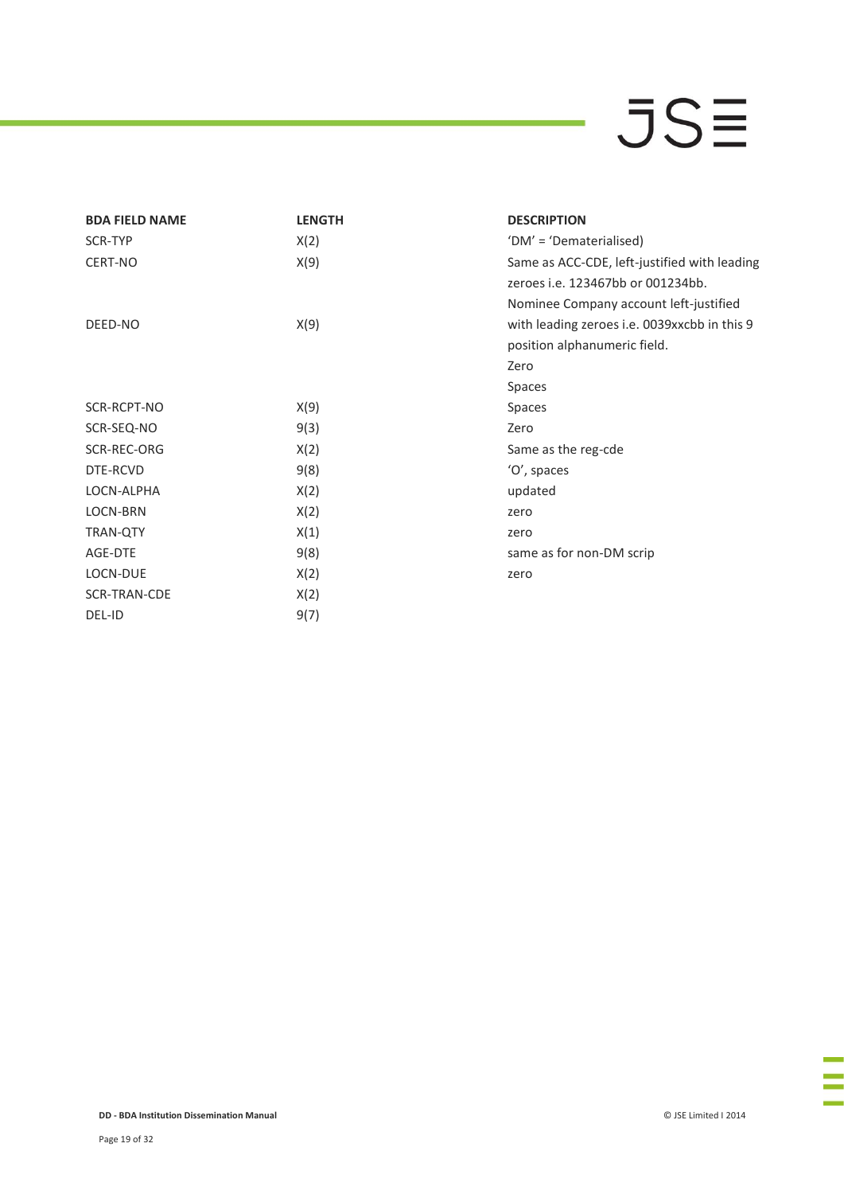| BDA FIELD NAME | LENGTH | DESCRIPTION |
|---|---|---|
| SCR-TYP | X(2) | 'DM' = 'Dematerialised) |
| CERT-NO | X(9) | Same as ACC-CDE, left-justified with leading zeroes i.e. 123467bb or 001234bb. |
| DEED-NO | X(9) | Nominee Company account left-justified with leading zeroes i.e. 0039xxcbb in this 9 position alphanumeric field. |
| | | Zero |
| | | Spaces |
| SCR-RCPT-NO | X(9) | Spaces |
| SCR-SEQ-NO | 9(3) | Zero |
| SCR-REC-ORG | X(2) | Same as the reg-cde |
| DTE-RCVD | 9(8) | 'O', spaces |
| LOCN-ALPHA | X(2) | updated |
| LOCN-BRN | X(2) | zero |
| TRAN-QTY | X(1) | zero |
| AGE-DTE | 9(8) | same as for non-DM scrip |
| LOCN-DUE | X(2) | zero |
| SCR-TRAN-CDE | X(2) | |
| DEL-ID | 9(7) | |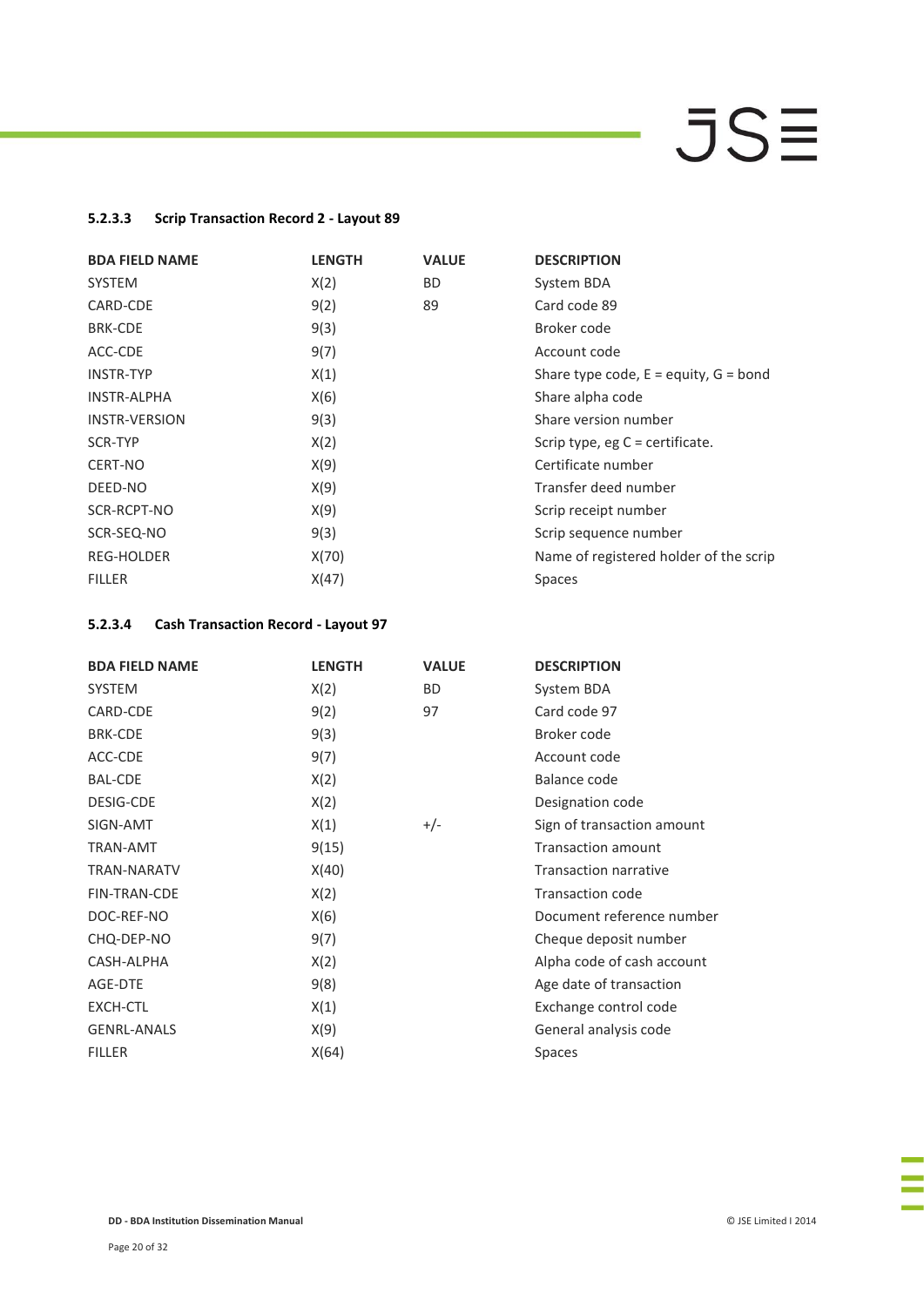#### 5.2.3.3 Scrip Transaction Record 2 - Layout 89

| BDA FIELD NAME | LENGTH | VALUE | DESCRIPTION |
|---|---|---|---|
| SYSTEM | X(2) | BD | System BDA |
| CARD-CDE | 9(2) | 89 | Card code 89 |
| BRK-CDE | 9(3) | | Broker code |
| ACC-CDE | 9(7) | | Account code |
| INSTR-TYP | X(1) | | Share type code, E = equity, G = bond |
| INSTR-ALPHA | X(6) | | Share alpha code |
| INSTR-VERSION | 9(3) | | Share version number |
| SCR-TYP | X(2) | | Scrip type, eg C = certificate. |
| CERT-NO | X(9) | | Certificate number |
| DEED-NO | X(9) | | Transfer deed number |
| SCR-RCPT-NO | X(9) | | Scrip receipt number |
| SCR-SEQ-NO | 9(3) | | Scrip sequence number |
| REG-HOLDER | X(70) | | Name of registered holder of the scrip |
| FILLER | X(47) | | Spaces |

#### 5.2.3.4 Cash Transaction Record - Layout 97

| BDA FIELD NAME | LENGTH | VALUE | DESCRIPTION |
|---|---|---|---|
| SYSTEM | X(2) | BD | System BDA |
| CARD-CDE | 9(2) | 97 | Card code 97 |
| BRK-CDE | 9(3) | | Broker code |
| ACC-CDE | 9(7) | | Account code |
| BAL-CDE | X(2) | | Balance code |
| DESIG-CDE | X(2) | | Designation code |
| SIGN-AMT | X(1) | +/- | Sign of transaction amount |
| TRAN-AMT | 9(15) | | Transaction amount |
| TRAN-NARATV | X(40) | | Transaction narrative |
| FIN-TRAN-CDE | X(2) | | Transaction code |
| DOC-REF-NO | X(6) | | Document reference number |
| CHQ-DEP-NO | 9(7) | | Cheque deposit number |
| CASH-ALPHA | X(2) | | Alpha code of cash account |
| AGE-DTE | 9(8) | | Age date of transaction |
| EXCH-CTL | X(1) | | Exchange control code |
| GENRL-ANALS | X(9) | | General analysis code |
| FILLER | X(64) | | Spaces |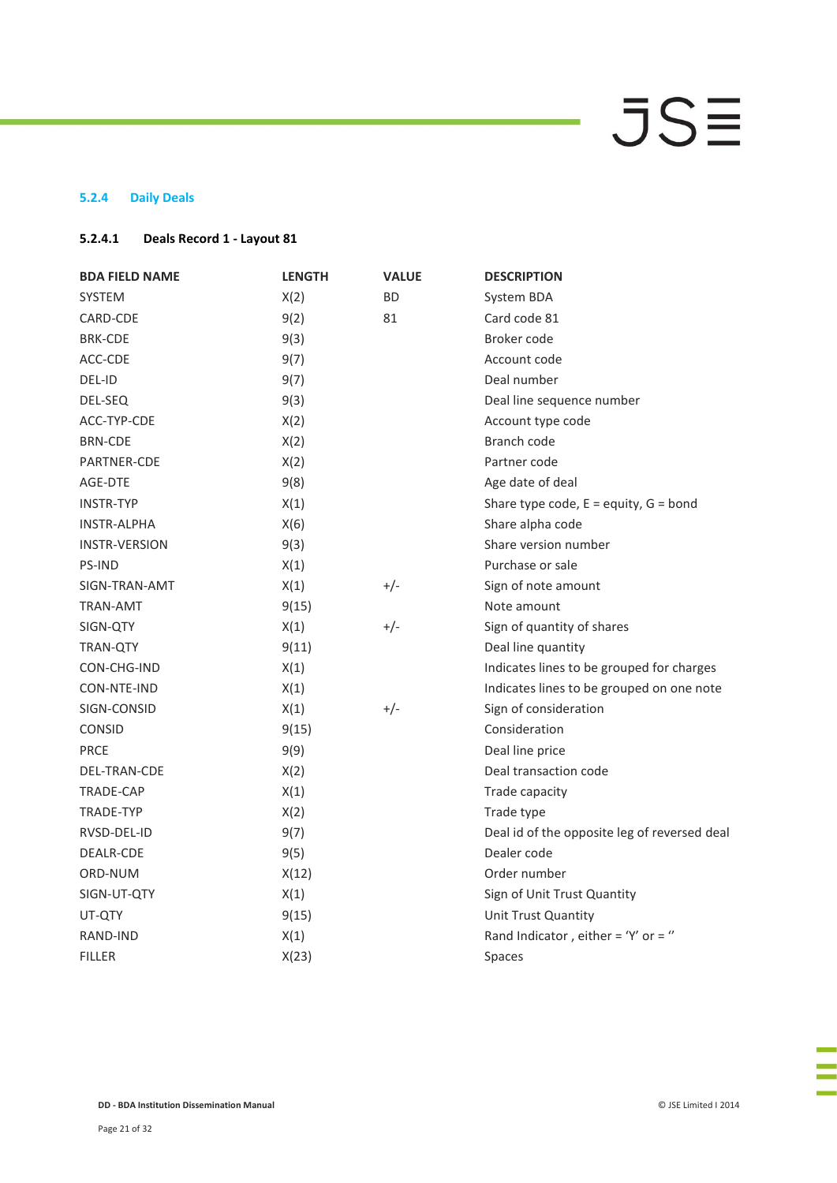### 5.2.4 Daily Deals

#### 5.2.4.1 Deals Record 1 - Layout 81

| BDA FIELD NAME | LENGTH | VALUE | DESCRIPTION |
|---|---|---|---|
| SYSTEM | X(2) | BD | System BDA |
| CARD-CDE | 9(2) | 81 | Card code 81 |
| BRK-CDE | 9(3) | | Broker code |
| ACC-CDE | 9(7) | | Account code |
| DEL-ID | 9(7) | | Deal number |
| DEL-SEQ | 9(3) | | Deal line sequence number |
| ACC-TYP-CDE | X(2) | | Account type code |
| BRN-CDE | X(2) | | Branch code |
| PARTNER-CDE | X(2) | | Partner code |
| AGE-DTE | 9(8) | | Age date of deal |
| INSTR-TYP | X(1) | | Share type code, E = equity, G = bond |
| INSTR-ALPHA | X(6) | | Share alpha code |
| INSTR-VERSION | 9(3) | | Share version number |
| PS-IND | X(1) | | Purchase or sale |
| SIGN-TRAN-AMT | X(1) | +/- | Sign of note amount |
| TRAN-AMT | 9(15) | | Note amount |
| SIGN-QTY | X(1) | +/- | Sign of quantity of shares |
| TRAN-QTY | 9(11) | | Deal line quantity |
| CON-CHG-IND | X(1) | | Indicates lines to be grouped for charges |
| CON-NTE-IND | X(1) | | Indicates lines to be grouped on one note |
| SIGN-CONSID | X(1) | +/- | Sign of consideration |
| CONSID | 9(15) | | Consideration |
| PRCE | 9(9) | | Deal line price |
| DEL-TRAN-CDE | X(2) | | Deal transaction code |
| TRADE-CAP | X(1) | | Trade capacity |
| TRADE-TYP | X(2) | | Trade type |
| RVSD-DEL-ID | 9(7) | | Deal id of the opposite leg of reversed deal |
| DEALR-CDE | 9(5) | | Dealer code |
| ORD-NUM | X(12) | | Order number |
| SIGN-UT-QTY | X(1) | | Sign of Unit Trust Quantity |
| UT-QTY | 9(15) | | Unit Trust Quantity |
| RAND-IND | X(1) | | Rand Indicator , either = 'Y' or = '' |
| FILLER | X(23) | | Spaces |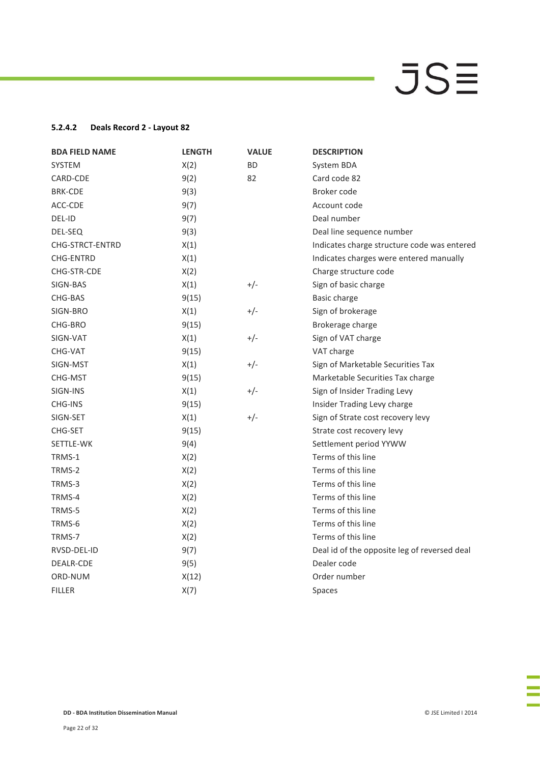#### 5.2.4.2 Deals Record 2 - Layout 82

| BDA FIELD NAME | LENGTH | VALUE | DESCRIPTION |
|---|---|---|---|
| SYSTEM | X(2) | BD | System BDA |
| CARD-CDE | 9(2) | 82 | Card code 82 |
| BRK-CDE | 9(3) | | Broker code |
| ACC-CDE | 9(7) | | Account code |
| DEL-ID | 9(7) | | Deal number |
| DEL-SEQ | 9(3) | | Deal line sequence number |
| CHG-STRCT-ENTRD | X(1) | | Indicates charge structure code was entered |
| CHG-ENTRD | X(1) | | Indicates charges were entered manually |
| CHG-STR-CDE | X(2) | | Charge structure code |
| SIGN-BAS | X(1) | +/- | Sign of basic charge |
| CHG-BAS | 9(15) | | Basic charge |
| SIGN-BRO | X(1) | +/- | Sign of brokerage |
| CHG-BRO | 9(15) | | Brokerage charge |
| SIGN-VAT | X(1) | +/- | Sign of VAT charge |
| CHG-VAT | 9(15) | | VAT charge |
| SIGN-MST | X(1) | +/- | Sign of Marketable Securities Tax |
| CHG-MST | 9(15) | | Marketable Securities Tax charge |
| SIGN-INS | X(1) | +/- | Sign of Insider Trading Levy |
| CHG-INS | 9(15) | | Insider Trading Levy charge |
| SIGN-SET | X(1) | +/- | Sign of Strate cost recovery levy |
| CHG-SET | 9(15) | | Strate cost recovery levy |
| SETTLE-WK | 9(4) | | Settlement period YYWW |
| TRMS-1 | X(2) | | Terms of this line |
| TRMS-2 | X(2) | | Terms of this line |
| TRMS-3 | X(2) | | Terms of this line |
| TRMS-4 | X(2) | | Terms of this line |
| TRMS-5 | X(2) | | Terms of this line |
| TRMS-6 | X(2) | | Terms of this line |
| TRMS-7 | X(2) | | Terms of this line |
| RVSD-DEL-ID | 9(7) | | Deal id of the opposite leg of reversed deal |
| DEALR-CDE | 9(5) | | Dealer code |
| ORD-NUM | X(12) | | Order number |
| FILLER | X(7) | | Spaces |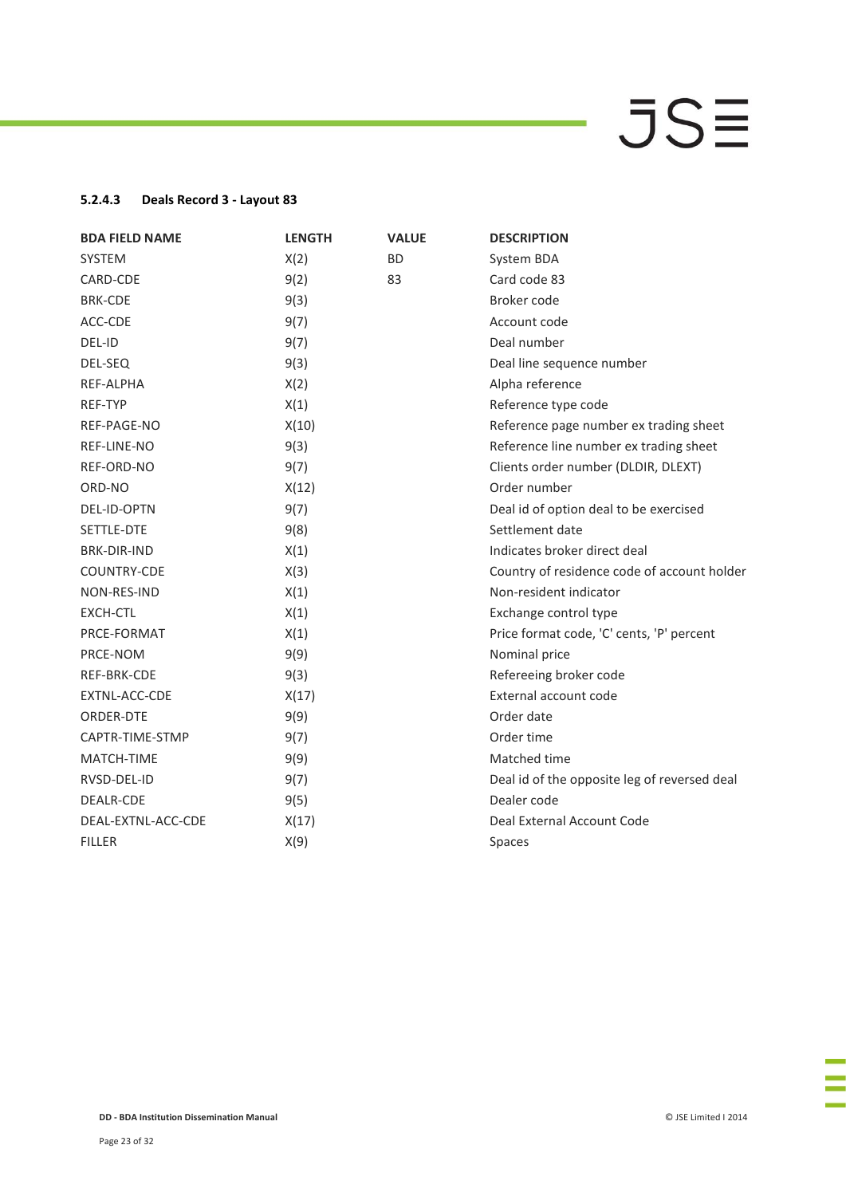#### 5.2.4.3 Deals Record 3 - Layout 83

| BDA FIELD NAME | LENGTH | VALUE | DESCRIPTION |
|---|---|---|---|
| SYSTEM | X(2) | BD | System BDA |
| CARD-CDE | 9(2) | 83 | Card code 83 |
| BRK-CDE | 9(3) | | Broker code |
| ACC-CDE | 9(7) | | Account code |
| DEL-ID | 9(7) | | Deal number |
| DEL-SEQ | 9(3) | | Deal line sequence number |
| REF-ALPHA | X(2) | | Alpha reference |
| REF-TYP | X(1) | | Reference type code |
| REF-PAGE-NO | X(10) | | Reference page number ex trading sheet |
| REF-LINE-NO | 9(3) | | Reference line number ex trading sheet |
| REF-ORD-NO | 9(7) | | Clients order number (DLDIR, DLEXT) |
| ORD-NO | X(12) | | Order number |
| DEL-ID-OPTN | 9(7) | | Deal id of option deal to be exercised |
| SETTLE-DTE | 9(8) | | Settlement date |
| BRK-DIR-IND | X(1) | | Indicates broker direct deal |
| COUNTRY-CDE | X(3) | | Country of residence code of account holder |
| NON-RES-IND | X(1) | | Non-resident indicator |
| EXCH-CTL | X(1) | | Exchange control type |
| PRCE-FORMAT | X(1) | | Price format code, 'C' cents, 'P' percent |
| PRCE-NOM | 9(9) | | Nominal price |
| REF-BRK-CDE | 9(3) | | Refereeing broker code |
| EXTNL-ACC-CDE | X(17) | | External account code |
| ORDER-DTE | 9(9) | | Order date |
| CAPTR-TIME-STMP | 9(7) | | Order time |
| MATCH-TIME | 9(9) | | Matched time |
| RVSD-DEL-ID | 9(7) | | Deal id of the opposite leg of reversed deal |
| DEALR-CDE | 9(5) | | Dealer code |
| DEAL-EXTNL-ACC-CDE | X(17) | | Deal External Account Code |
| FILLER | X(9) | | Spaces |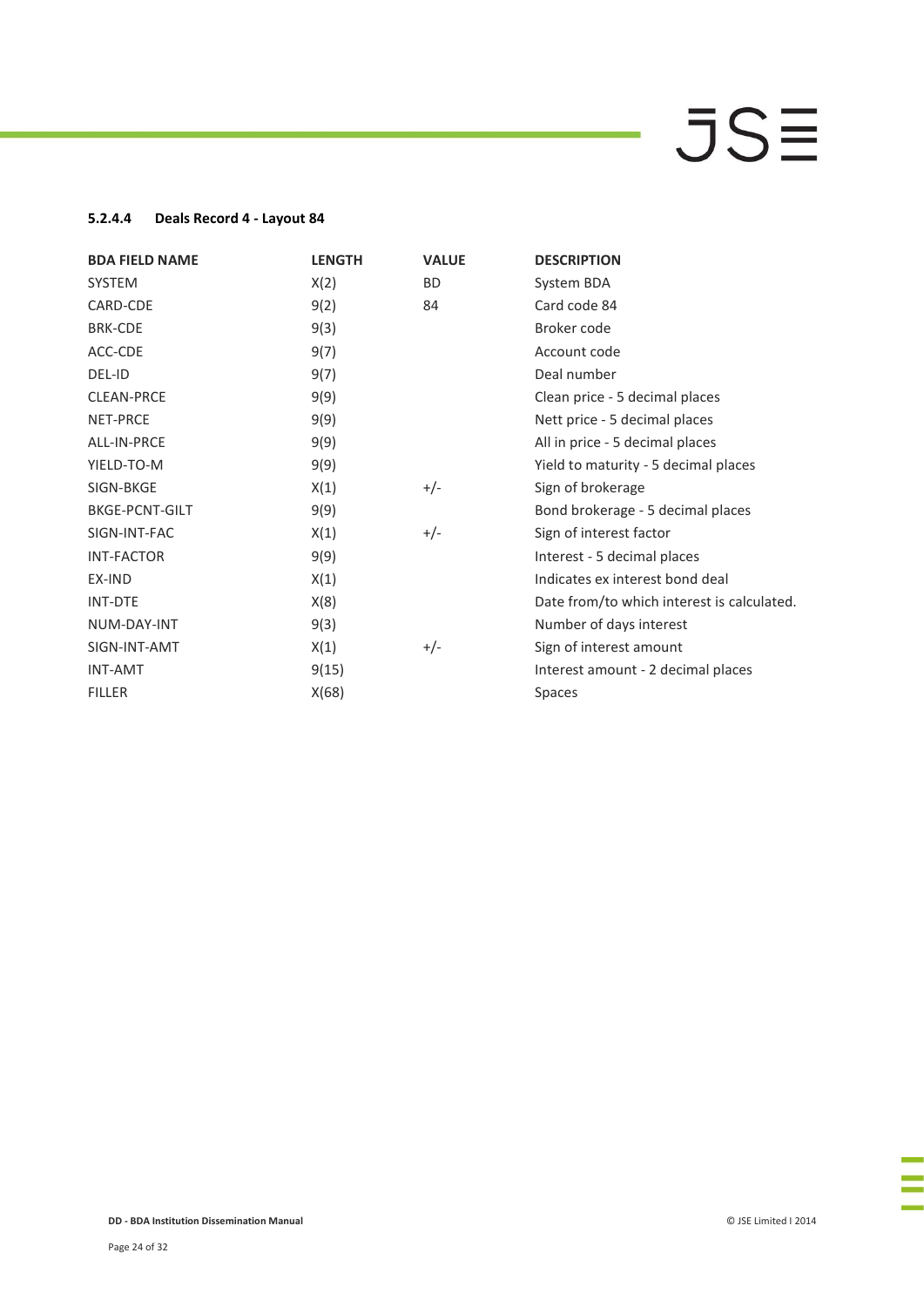#### 5.2.4.4 Deals Record 4 - Layout 84

| BDA FIELD NAME | LENGTH | VALUE | DESCRIPTION |
|---|---|---|---|
| SYSTEM | X(2) | BD | System BDA |
| CARD-CDE | 9(2) | 84 | Card code 84 |
| BRK-CDE | 9(3) | | Broker code |
| ACC-CDE | 9(7) | | Account code |
| DEL-ID | 9(7) | | Deal number |
| CLEAN-PRCE | 9(9) | | Clean price - 5 decimal places |
| NET-PRCE | 9(9) | | Nett price - 5 decimal places |
| ALL-IN-PRCE | 9(9) | | All in price - 5 decimal places |
| YIELD-TO-M | 9(9) | | Yield to maturity - 5 decimal places |
| SIGN-BKGE | X(1) | +/- | Sign of brokerage |
| BKGE-PCNT-GILT | 9(9) | | Bond brokerage - 5 decimal places |
| SIGN-INT-FAC | X(1) | +/- | Sign of interest factor |
| INT-FACTOR | 9(9) | | Interest - 5 decimal places |
| EX-IND | X(1) | | Indicates ex interest bond deal |
| INT-DTE | X(8) | | Date from/to which interest is calculated. |
| NUM-DAY-INT | 9(3) | | Number of days interest |
| SIGN-INT-AMT | X(1) | +/- | Sign of interest amount |
| INT-AMT | 9(15) | | Interest amount - 2 decimal places |
| FILLER | X(68) | | Spaces |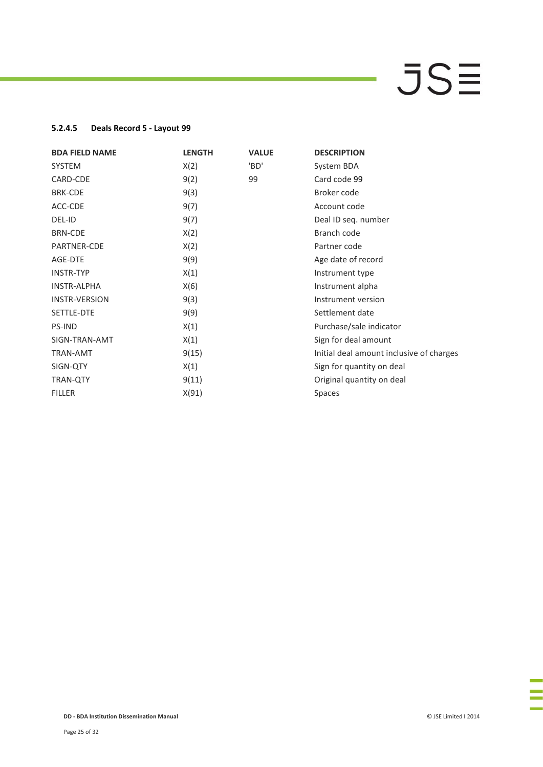#### 5.2.4.5 Deals Record 5 - Layout 99

| BDA FIELD NAME | LENGTH | VALUE | DESCRIPTION |
|---|---|---|---|
| SYSTEM | X(2) | 'BD' | System BDA |
| CARD-CDE | 9(2) | 99 | Card code 99 |
| BRK-CDE | 9(3) | | Broker code |
| ACC-CDE | 9(7) | | Account code |
| DEL-ID | 9(7) | | Deal ID seq. number |
| BRN-CDE | X(2) | | Branch code |
| PARTNER-CDE | X(2) | | Partner code |
| AGE-DTE | 9(9) | | Age date of record |
| INSTR-TYP | X(1) | | Instrument type |
| INSTR-ALPHA | X(6) | | Instrument alpha |
| INSTR-VERSION | 9(3) | | Instrument version |
| SETTLE-DTE | 9(9) | | Settlement date |
| PS-IND | X(1) | | Purchase/sale indicator |
| SIGN-TRAN-AMT | X(1) | | Sign for deal amount |
| TRAN-AMT | 9(15) | | Initial deal amount inclusive of charges |
| SIGN-QTY | X(1) | | Sign for quantity on deal |
| TRAN-QTY | 9(11) | | Original quantity on deal |
| FILLER | X(91) | | Spaces |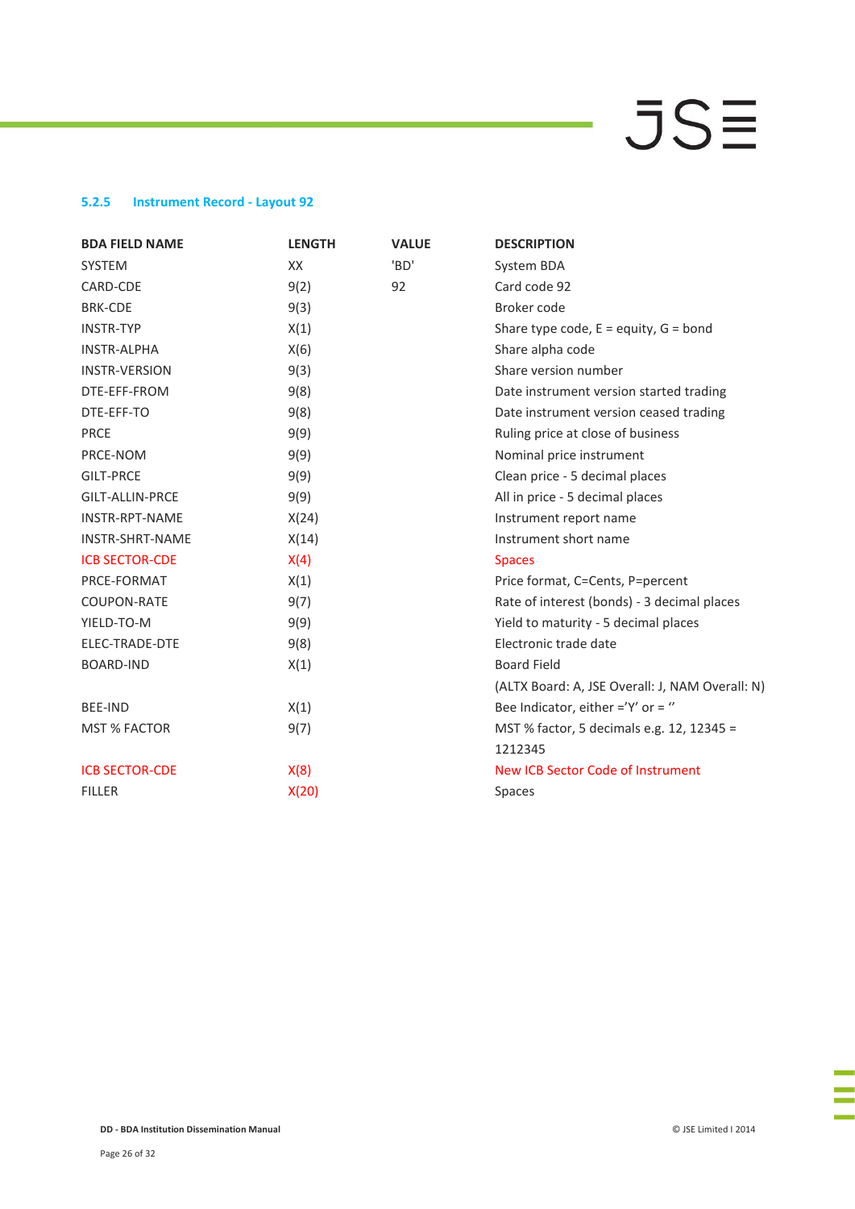### 5.2.5 Instrument Record - Layout 92

| BDA FIELD NAME | LENGTH | VALUE | DESCRIPTION |
|---|---|---|---|
| SYSTEM | XX | 'BD' | System BDA |
| CARD-CDE | 9(2) | 92 | Card code 92 |
| BRK-CDE | 9(3) | | Broker code |
| INSTR-TYP | X(1) | | Share type code, E = equity, G = bond |
| INSTR-ALPHA | X(6) | | Share alpha code |
| INSTR-VERSION | 9(3) | | Share version number |
| DTE-EFF-FROM | 9(8) | | Date instrument version started trading |
| DTE-EFF-TO | 9(8) | | Date instrument version ceased trading |
| PRCE | 9(9) | | Ruling price at close of business |
| PRCE-NOM | 9(9) | | Nominal price instrument |
| GILT-PRCE | 9(9) | | Clean price - 5 decimal places |
| GILT-ALLIN-PRCE | 9(9) | | All in price - 5 decimal places |
| INSTR-RPT-NAME | X(24) | | Instrument report name |
| INSTR-SHRT-NAME | X(14) | | Instrument short name |
| ICB SECTOR-CDE | X(4) | | Spaces |
| PRCE-FORMAT | X(1) | | Price format, C=Cents, P=percent |
| COUPON-RATE | 9(7) | | Rate of interest (bonds) - 3 decimal places |
| YIELD-TO-M | 9(9) | | Yield to maturity - 5 decimal places |
| ELEC-TRADE-DTE | 9(8) | | Electronic trade date |
| BOARD-IND | X(1) | | Board Field (ALTX Board: A, JSE Overall: J, NAM Overall: N) |
| BEE-IND | X(1) | | Bee Indicator, either ='Y' or = '' |
| MST % FACTOR | 9(7) | | MST % factor, 5 decimals e.g. 12, 12345 = 1212345 |
| ICB SECTOR-CDE | X(8) | | New ICB Sector Code of Instrument |
| FILLER | X(20) | | Spaces |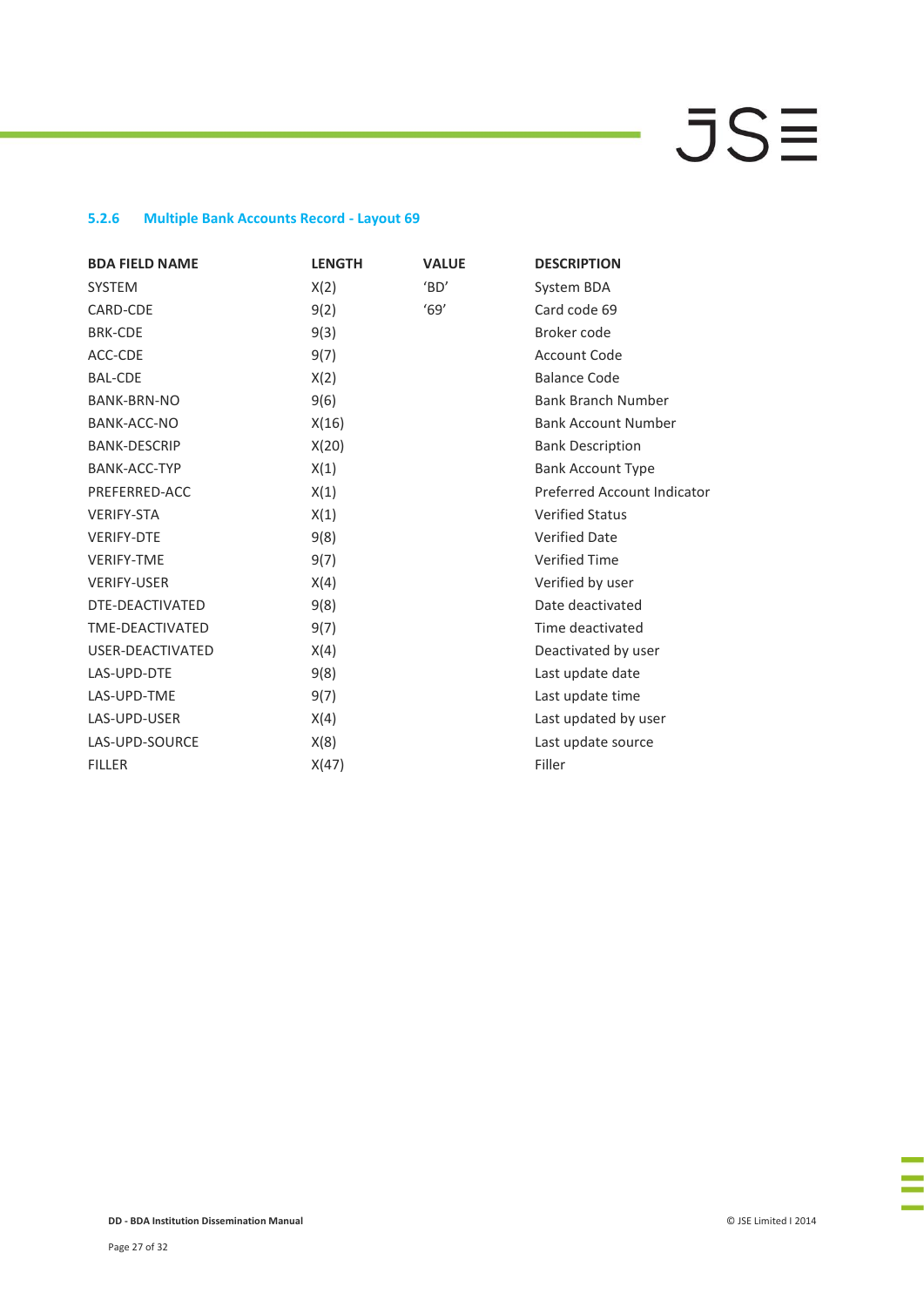### 5.2.6 Multiple Bank Accounts Record - Layout 69

| BDA FIELD NAME | LENGTH | VALUE | DESCRIPTION |
|---|---|---|---|
| SYSTEM | X(2) | 'BD' | System BDA |
| CARD-CDE | 9(2) | '69' | Card code 69 |
| BRK-CDE | 9(3) | | Broker code |
| ACC-CDE | 9(7) | | Account Code |
| BAL-CDE | X(2) | | Balance Code |
| BANK-BRN-NO | 9(6) | | Bank Branch Number |
| BANK-ACC-NO | X(16) | | Bank Account Number |
| BANK-DESCRIP | X(20) | | Bank Description |
| BANK-ACC-TYP | X(1) | | Bank Account Type |
| PREFERRED-ACC | X(1) | | Preferred Account Indicator |
| VERIFY-STA | X(1) | | Verified Status |
| VERIFY-DTE | 9(8) | | Verified Date |
| VERIFY-TME | 9(7) | | Verified Time |
| VERIFY-USER | X(4) | | Verified by user |
| DTE-DEACTIVATED | 9(8) | | Date deactivated |
| TME-DEACTIVATED | 9(7) | | Time deactivated |
| USER-DEACTIVATED | X(4) | | Deactivated by user |
| LAS-UPD-DTE | 9(8) | | Last update date |
| LAS-UPD-TME | 9(7) | | Last update time |
| LAS-UPD-USER | X(4) | | Last updated by user |
| LAS-UPD-SOURCE | X(8) | | Last update source |
| FILLER | X(47) | | Filler |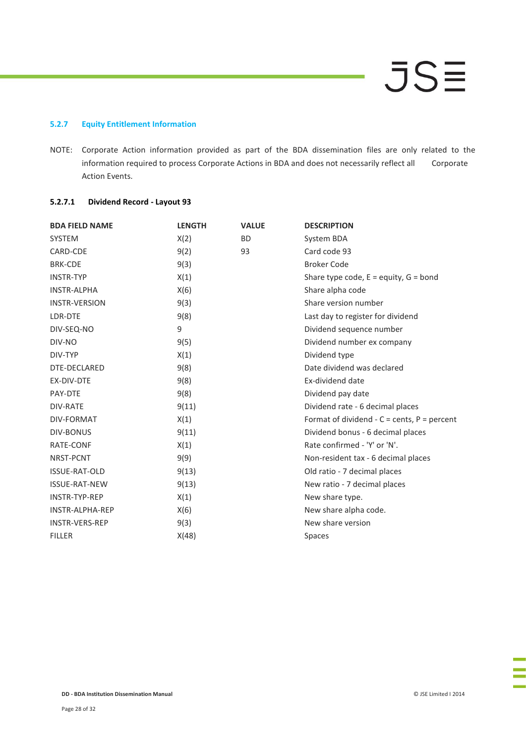### 5.2.7 Equity Entitlement Information

NOTE: Corporate Action information provided as part of the BDA dissemination files are only related to the information required to process Corporate Actions in BDA and does not necessarily reflect all Corporate Action Events.

#### 5.2.7.1 Dividend Record - Layout 93

| BDA FIELD NAME | LENGTH | VALUE | DESCRIPTION |
|---|---|---|---|
| SYSTEM | X(2) | BD | System BDA |
| CARD-CDE | 9(2) | 93 | Card code 93 |
| BRK-CDE | 9(3) | | Broker Code |
| INSTR-TYP | X(1) | | Share type code, E = equity, G = bond |
| INSTR-ALPHA | X(6) | | Share alpha code |
| INSTR-VERSION | 9(3) | | Share version number |
| LDR-DTE | 9(8) | | Last day to register for dividend |
| DIV-SEQ-NO | 9 | | Dividend sequence number |
| DIV-NO | 9(5) | | Dividend number ex company |
| DIV-TYP | X(1) | | Dividend type |
| DTE-DECLARED | 9(8) | | Date dividend was declared |
| EX-DIV-DTE | 9(8) | | Ex-dividend date |
| PAY-DTE | 9(8) | | Dividend pay date |
| DIV-RATE | 9(11) | | Dividend rate - 6 decimal places |
| DIV-FORMAT | X(1) | | Format of dividend - C = cents, P = percent |
| DIV-BONUS | 9(11) | | Dividend bonus - 6 decimal places |
| RATE-CONF | X(1) | | Rate confirmed - 'Y' or 'N'. |
| NRST-PCNT | 9(9) | | Non-resident tax - 6 decimal places |
| ISSUE-RAT-OLD | 9(13) | | Old ratio - 7 decimal places |
| ISSUE-RAT-NEW | 9(13) | | New ratio - 7 decimal places |
| INSTR-TYP-REP | X(1) | | New share type. |
| INSTR-ALPHA-REP | X(6) | | New share alpha code. |
| INSTR-VERS-REP | 9(3) | | New share version |
| FILLER | X(48) | | Spaces |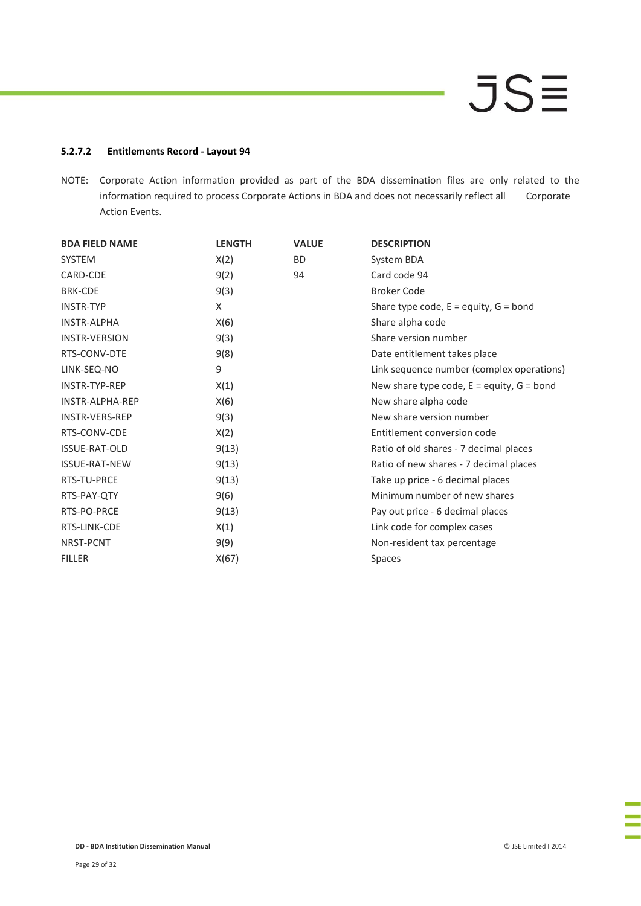#### 5.2.7.2 Entitlements Record - Layout 94

NOTE: Corporate Action information provided as part of the BDA dissemination files are only related to the information required to process Corporate Actions in BDA and does not necessarily reflect all Corporate Action Events.

| BDA FIELD NAME | LENGTH | VALUE | DESCRIPTION |
|---|---|---|---|
| SYSTEM | X(2) | BD | System BDA |
| CARD-CDE | 9(2) | 94 | Card code 94 |
| BRK-CDE | 9(3) | | Broker Code |
| INSTR-TYP | X | | Share type code, E = equity, G = bond |
| INSTR-ALPHA | X(6) | | Share alpha code |
| INSTR-VERSION | 9(3) | | Share version number |
| RTS-CONV-DTE | 9(8) | | Date entitlement takes place |
| LINK-SEQ-NO | 9 | | Link sequence number (complex operations) |
| INSTR-TYP-REP | X(1) | | New share type code, E = equity, G = bond |
| INSTR-ALPHA-REP | X(6) | | New share alpha code |
| INSTR-VERS-REP | 9(3) | | New share version number |
| RTS-CONV-CDE | X(2) | | Entitlement conversion code |
| ISSUE-RAT-OLD | 9(13) | | Ratio of old shares - 7 decimal places |
| ISSUE-RAT-NEW | 9(13) | | Ratio of new shares - 7 decimal places |
| RTS-TU-PRCE | 9(13) | | Take up price - 6 decimal places |
| RTS-PAY-QTY | 9(6) | | Minimum number of new shares |
| RTS-PO-PRCE | 9(13) | | Pay out price - 6 decimal places |
| RTS-LINK-CDE | X(1) | | Link code for complex cases |
| NRST-PCNT | 9(9) | | Non-resident tax percentage |
| FILLER | X(67) | | Spaces |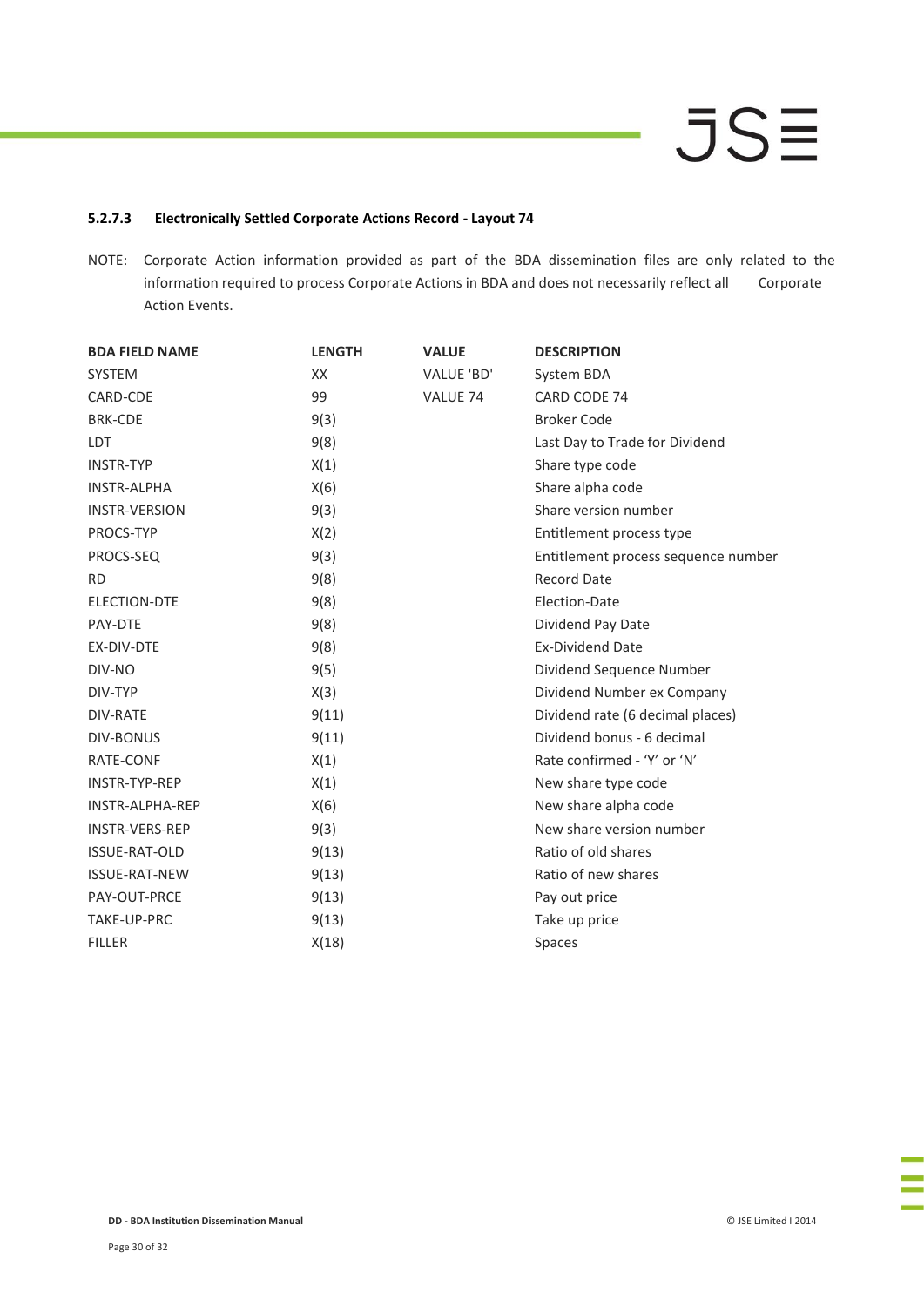#### 5.2.7.3 Electronically Settled Corporate Actions Record - Layout 74

NOTE: Corporate Action information provided as part of the BDA dissemination files are only related to the information required to process Corporate Actions in BDA and does not necessarily reflect all Corporate Action Events.

| BDA FIELD NAME | LENGTH | VALUE | DESCRIPTION |
|---|---|---|---|
| SYSTEM | XX | VALUE 'BD' | System BDA |
| CARD-CDE | 99 | VALUE 74 | CARD CODE 74 |
| BRK-CDE | 9(3) | | Broker Code |
| LDT | 9(8) | | Last Day to Trade for Dividend |
| INSTR-TYP | X(1) | | Share type code |
| INSTR-ALPHA | X(6) | | Share alpha code |
| INSTR-VERSION | 9(3) | | Share version number |
| PROCS-TYP | X(2) | | Entitlement process type |
| PROCS-SEQ | 9(3) | | Entitlement process sequence number |
| RD | 9(8) | | Record Date |
| ELECTION-DTE | 9(8) | | Election-Date |
| PAY-DTE | 9(8) | | Dividend Pay Date |
| EX-DIV-DTE | 9(8) | | Ex-Dividend Date |
| DIV-NO | 9(5) | | Dividend Sequence Number |
| DIV-TYP | X(3) | | Dividend Number ex Company |
| DIV-RATE | 9(11) | | Dividend rate (6 decimal places) |
| DIV-BONUS | 9(11) | | Dividend bonus - 6 decimal |
| RATE-CONF | X(1) | | Rate confirmed - 'Y' or 'N' |
| INSTR-TYP-REP | X(1) | | New share type code |
| INSTR-ALPHA-REP | X(6) | | New share alpha code |
| INSTR-VERS-REP | 9(3) | | New share version number |
| ISSUE-RAT-OLD | 9(13) | | Ratio of old shares |
| ISSUE-RAT-NEW | 9(13) | | Ratio of new shares |
| PAY-OUT-PRCE | 9(13) | | Pay out price |
| TAKE-UP-PRC | 9(13) | | Take up price |
| FILLER | X(18) | | Spaces |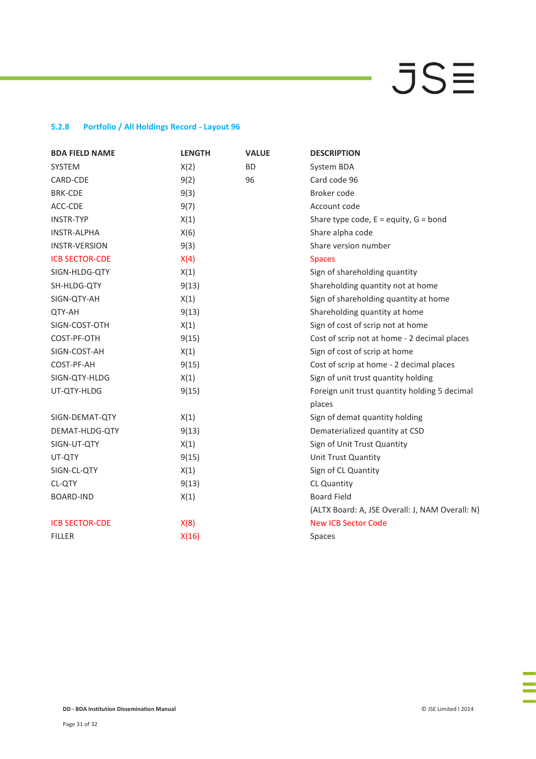### 5.2.8 Portfolio / All Holdings Record - Layout 96

| BDA FIELD NAME | LENGTH | VALUE | DESCRIPTION |
|---|---|---|---|
| SYSTEM | X(2) | BD | System BDA |
| CARD-CDE | 9(2) | 96 | Card code 96 |
| BRK-CDE | 9(3) | | Broker code |
| ACC-CDE | 9(7) | | Account code |
| INSTR-TYP | X(1) | | Share type code, E = equity, G = bond |
| INSTR-ALPHA | X(6) | | Share alpha code |
| INSTR-VERSION | 9(3) | | Share version number |
| ICB SECTOR-CDE | X(4) | | Spaces |
| SIGN-HLDG-QTY | X(1) | | Sign of shareholding quantity |
| SH-HLDG-QTY | 9(13) | | Shareholding quantity not at home |
| SIGN-QTY-AH | X(1) | | Sign of shareholding quantity at home |
| QTY-AH | 9(13) | | Shareholding quantity at home |
| SIGN-COST-OTH | X(1) | | Sign of cost of scrip not at home |
| COST-PF-OTH | 9(15) | | Cost of scrip not at home - 2 decimal places |
| SIGN-COST-AH | X(1) | | Sign of cost of scrip at home |
| COST-PF-AH | 9(15) | | Cost of scrip at home - 2 decimal places |
| SIGN-QTY-HLDG | X(1) | | Sign of unit trust quantity holding |
| UT-QTY-HLDG | 9(15) | | Foreign unit trust quantity holding 5 decimal places |
| SIGN-DEMAT-QTY | X(1) | | Sign of demat quantity holding |
| DEMAT-HLDG-QTY | 9(13) | | Dematerialized quantity at CSD |
| SIGN-UT-QTY | X(1) | | Sign of Unit Trust Quantity |
| UT-QTY | 9(15) | | Unit Trust Quantity |
| SIGN-CL-QTY | X(1) | | Sign of CL Quantity |
| CL-QTY | 9(13) | | CL Quantity |
| BOARD-IND | X(1) | | Board Field (ALTX Board: A, JSE Overall: J, NAM Overall: N) |
| ICB SECTOR-CDE | X(8) | | New ICB Sector Code |
| FILLER | X(16) | | Spaces |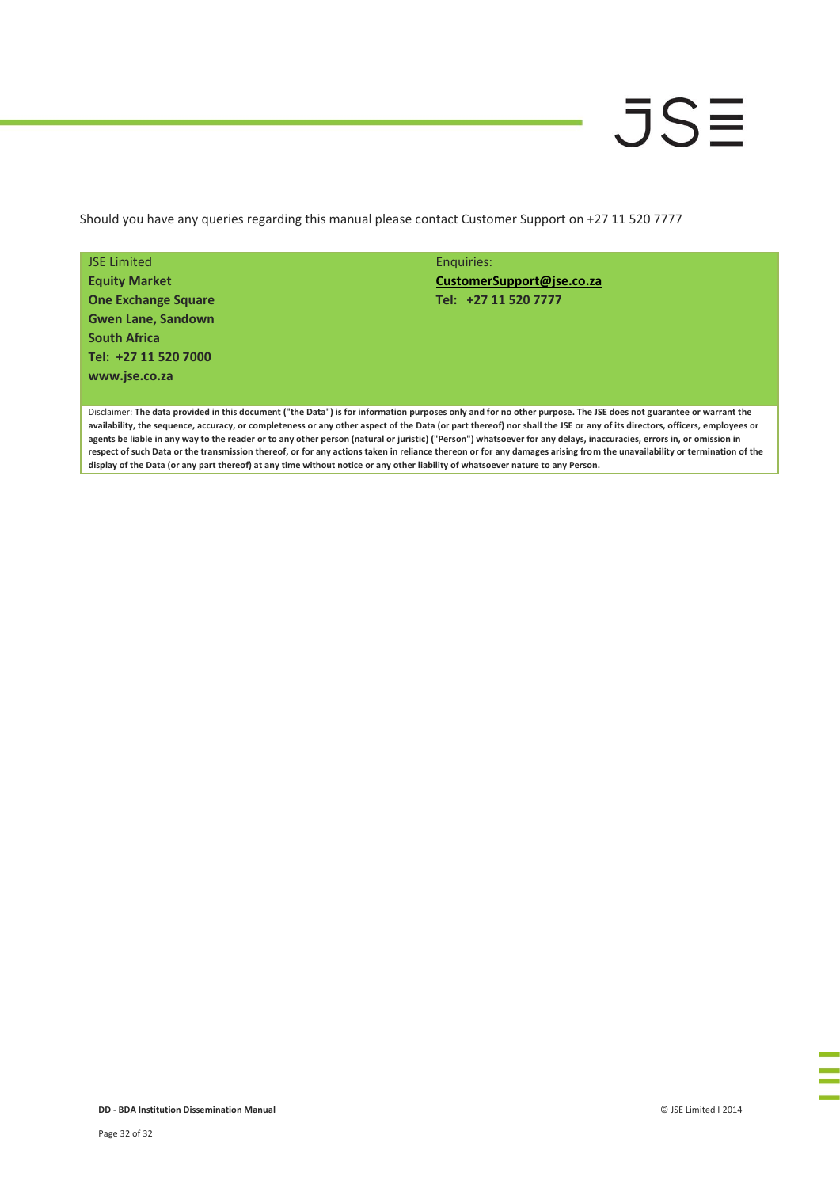Should you have any queries regarding this manual please contact Customer Support on +27 11 520 7777

| | |
|---|---|
| JSE Limited<br>**Equity Market**<br>**One Exchange Square**<br>**Gwen Lane, Sandown**<br>**South Africa**<br>**Tel: +27 11 520 7000**<br>**www.jse.co.za** | Enquiries:<br>**CustomerSupport@jse.co.za**<br>**Tel: +27 11 520 7777** |

Disclaimer: **The data provided in this document ("the Data") is for information purposes only and for no other purpose. The JSE does not guarantee or warrant the availability, the sequence, accuracy, or completeness or any other aspect of the Data (or part thereof) nor shall the JSE or any of its directors, officers, employees or agents be liable in any way to the reader or to any other person (natural or juristic) ("Person") whatsoever for any delays, inaccuracies, errors in, or omission in respect of such Data or the transmission thereof, or for any actions taken in reliance thereon or for any damages arising from the unavailability or termination of the display of the Data (or any part thereof) at any time without notice or any other liability of whatsoever nature to any Person.**